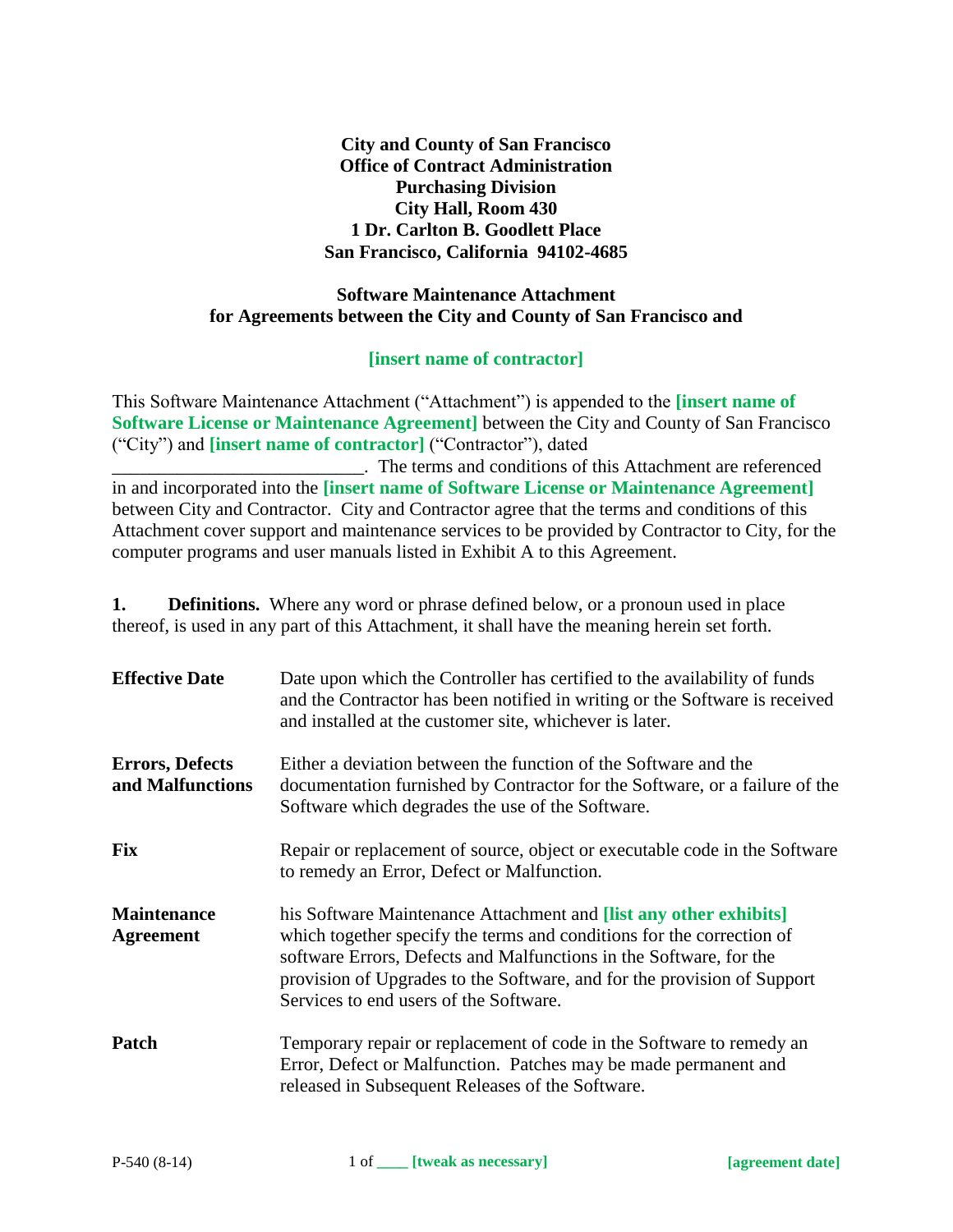**City and County of San Francisco**
**Office of Contract Administration**
**Purchasing Division**
**City Hall, Room 430**
**1 Dr. Carlton B. Goodlett Place**
**San Francisco, California 94102-4685**

**Software Maintenance Attachment**
**for Agreements between the City and County of San Francisco and**

**[insert name of contractor]**

This Software Maintenance Attachment ("Attachment") is appended to the **[insert name of Software License or Maintenance Agreement]** between the City and County of San Francisco ("City") and **[insert name of contractor]** ("Contractor"), dated ___________________________. The terms and conditions of this Attachment are referenced in and incorporated into the **[insert name of Software License or Maintenance Agreement]** between City and Contractor. City and Contractor agree that the terms and conditions of this Attachment cover support and maintenance services to be provided by Contractor to City, for the computer programs and user manuals listed in Exhibit A to this Agreement.

**1. Definitions.** Where any word or phrase defined below, or a pronoun used in place thereof, is used in any part of this Attachment, it shall have the meaning herein set forth.

| | |
|---|---|
| **Effective Date** | Date upon which the Controller has certified to the availability of funds and the Contractor has been notified in writing or the Software is received and installed at the customer site, whichever is later. |
| **Errors, Defects and Malfunctions** | Either a deviation between the function of the Software and the documentation furnished by Contractor for the Software, or a failure of the Software which degrades the use of the Software. |
| **Fix** | Repair or replacement of source, object or executable code in the Software to remedy an Error, Defect or Malfunction. |
| **Maintenance Agreement** | his Software Maintenance Attachment and **[list any other exhibits]** which together specify the terms and conditions for the correction of software Errors, Defects and Malfunctions in the Software, for the provision of Upgrades to the Software, and for the provision of Support Services to end users of the Software. |
| **Patch** | Temporary repair or replacement of code in the Software to remedy an Error, Defect or Malfunction. Patches may be made permanent and released in Subsequent Releases of the Software. |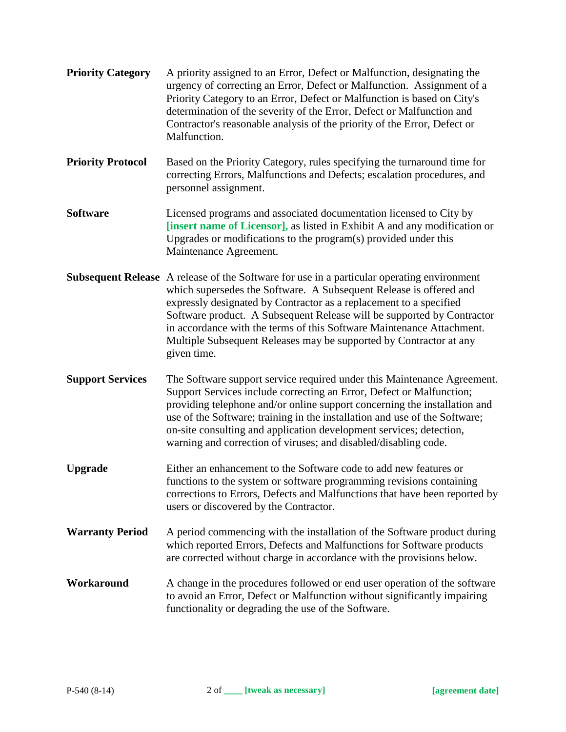**Priority Category** A priority assigned to an Error, Defect or Malfunction, designating the urgency of correcting an Error, Defect or Malfunction. Assignment of a Priority Category to an Error, Defect or Malfunction is based on City's determination of the severity of the Error, Defect or Malfunction and Contractor's reasonable analysis of the priority of the Error, Defect or Malfunction.

**Priority Protocol** Based on the Priority Category, rules specifying the turnaround time for correcting Errors, Malfunctions and Defects; escalation procedures, and personnel assignment.

**Software** Licensed programs and associated documentation licensed to City by **[insert name of Licensor],** as listed in Exhibit A and any modification or Upgrades or modifications to the program(s) provided under this Maintenance Agreement.

**Subsequent Release** A release of the Software for use in a particular operating environment which supersedes the Software. A Subsequent Release is offered and expressly designated by Contractor as a replacement to a specified Software product. A Subsequent Release will be supported by Contractor in accordance with the terms of this Software Maintenance Attachment. Multiple Subsequent Releases may be supported by Contractor at any given time.

**Support Services** The Software support service required under this Maintenance Agreement. Support Services include correcting an Error, Defect or Malfunction; providing telephone and/or online support concerning the installation and use of the Software; training in the installation and use of the Software; on-site consulting and application development services; detection, warning and correction of viruses; and disabled/disabling code.

**Upgrade** Either an enhancement to the Software code to add new features or functions to the system or software programming revisions containing corrections to Errors, Defects and Malfunctions that have been reported by users or discovered by the Contractor.

**Warranty Period** A period commencing with the installation of the Software product during which reported Errors, Defects and Malfunctions for Software products are corrected without charge in accordance with the provisions below.

**Workaround** A change in the procedures followed or end user operation of the software to avoid an Error, Defect or Malfunction without significantly impairing functionality or degrading the use of the Software.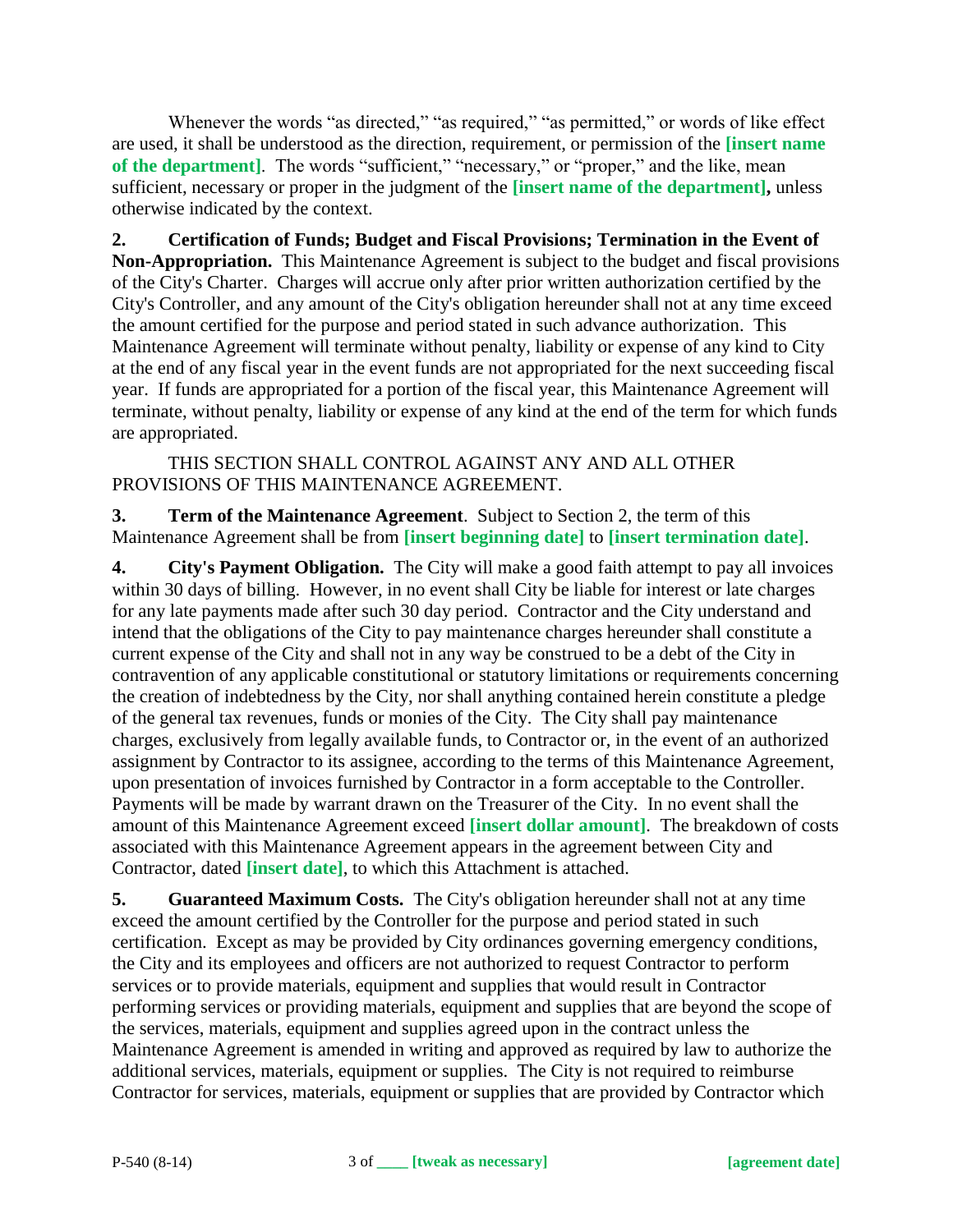Whenever the words "as directed," "as required," "as permitted," or words of like effect are used, it shall be understood as the direction, requirement, or permission of the **[insert name of the department]**. The words "sufficient," "necessary," or "proper," and the like, mean sufficient, necessary or proper in the judgment of the **[insert name of the department],** unless otherwise indicated by the context.

**2. Certification of Funds; Budget and Fiscal Provisions; Termination in the Event of Non-Appropriation.** This Maintenance Agreement is subject to the budget and fiscal provisions of the City's Charter. Charges will accrue only after prior written authorization certified by the City's Controller, and any amount of the City's obligation hereunder shall not at any time exceed the amount certified for the purpose and period stated in such advance authorization. This Maintenance Agreement will terminate without penalty, liability or expense of any kind to City at the end of any fiscal year in the event funds are not appropriated for the next succeeding fiscal year. If funds are appropriated for a portion of the fiscal year, this Maintenance Agreement will terminate, without penalty, liability or expense of any kind at the end of the term for which funds are appropriated.

THIS SECTION SHALL CONTROL AGAINST ANY AND ALL OTHER PROVISIONS OF THIS MAINTENANCE AGREEMENT.

**3. Term of the Maintenance Agreement**. Subject to Section 2, the term of this Maintenance Agreement shall be from **[insert beginning date]** to **[insert termination date]**.

**4. City's Payment Obligation.** The City will make a good faith attempt to pay all invoices within 30 days of billing. However, in no event shall City be liable for interest or late charges for any late payments made after such 30 day period. Contractor and the City understand and intend that the obligations of the City to pay maintenance charges hereunder shall constitute a current expense of the City and shall not in any way be construed to be a debt of the City in contravention of any applicable constitutional or statutory limitations or requirements concerning the creation of indebtedness by the City, nor shall anything contained herein constitute a pledge of the general tax revenues, funds or monies of the City. The City shall pay maintenance charges, exclusively from legally available funds, to Contractor or, in the event of an authorized assignment by Contractor to its assignee, according to the terms of this Maintenance Agreement, upon presentation of invoices furnished by Contractor in a form acceptable to the Controller. Payments will be made by warrant drawn on the Treasurer of the City. In no event shall the amount of this Maintenance Agreement exceed **[insert dollar amount]**. The breakdown of costs associated with this Maintenance Agreement appears in the agreement between City and Contractor, dated **[insert date]**, to which this Attachment is attached.

**5. Guaranteed Maximum Costs.** The City's obligation hereunder shall not at any time exceed the amount certified by the Controller for the purpose and period stated in such certification. Except as may be provided by City ordinances governing emergency conditions, the City and its employees and officers are not authorized to request Contractor to perform services or to provide materials, equipment and supplies that would result in Contractor performing services or providing materials, equipment and supplies that are beyond the scope of the services, materials, equipment and supplies agreed upon in the contract unless the Maintenance Agreement is amended in writing and approved as required by law to authorize the additional services, materials, equipment or supplies. The City is not required to reimburse Contractor for services, materials, equipment or supplies that are provided by Contractor which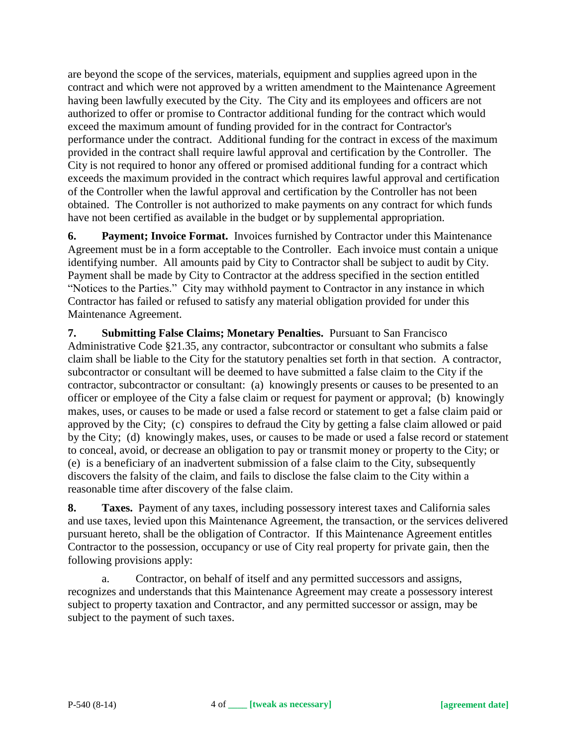are beyond the scope of the services, materials, equipment and supplies agreed upon in the contract and which were not approved by a written amendment to the Maintenance Agreement having been lawfully executed by the City. The City and its employees and officers are not authorized to offer or promise to Contractor additional funding for the contract which would exceed the maximum amount of funding provided for in the contract for Contractor's performance under the contract. Additional funding for the contract in excess of the maximum provided in the contract shall require lawful approval and certification by the Controller. The City is not required to honor any offered or promised additional funding for a contract which exceeds the maximum provided in the contract which requires lawful approval and certification of the Controller when the lawful approval and certification by the Controller has not been obtained. The Controller is not authorized to make payments on any contract for which funds have not been certified as available in the budget or by supplemental appropriation.

**6. Payment; Invoice Format.** Invoices furnished by Contractor under this Maintenance Agreement must be in a form acceptable to the Controller. Each invoice must contain a unique identifying number. All amounts paid by City to Contractor shall be subject to audit by City. Payment shall be made by City to Contractor at the address specified in the section entitled "Notices to the Parties." City may withhold payment to Contractor in any instance in which Contractor has failed or refused to satisfy any material obligation provided for under this Maintenance Agreement.

**7. Submitting False Claims; Monetary Penalties.** Pursuant to San Francisco Administrative Code §21.35, any contractor, subcontractor or consultant who submits a false claim shall be liable to the City for the statutory penalties set forth in that section. A contractor, subcontractor or consultant will be deemed to have submitted a false claim to the City if the contractor, subcontractor or consultant: (a) knowingly presents or causes to be presented to an officer or employee of the City a false claim or request for payment or approval; (b) knowingly makes, uses, or causes to be made or used a false record or statement to get a false claim paid or approved by the City; (c) conspires to defraud the City by getting a false claim allowed or paid by the City; (d) knowingly makes, uses, or causes to be made or used a false record or statement to conceal, avoid, or decrease an obligation to pay or transmit money or property to the City; or (e) is a beneficiary of an inadvertent submission of a false claim to the City, subsequently discovers the falsity of the claim, and fails to disclose the false claim to the City within a reasonable time after discovery of the false claim.

**8. Taxes.** Payment of any taxes, including possessory interest taxes and California sales and use taxes, levied upon this Maintenance Agreement, the transaction, or the services delivered pursuant hereto, shall be the obligation of Contractor. If this Maintenance Agreement entitles Contractor to the possession, occupancy or use of City real property for private gain, then the following provisions apply:

a. Contractor, on behalf of itself and any permitted successors and assigns, recognizes and understands that this Maintenance Agreement may create a possessory interest subject to property taxation and Contractor, and any permitted successor or assign, may be subject to the payment of such taxes.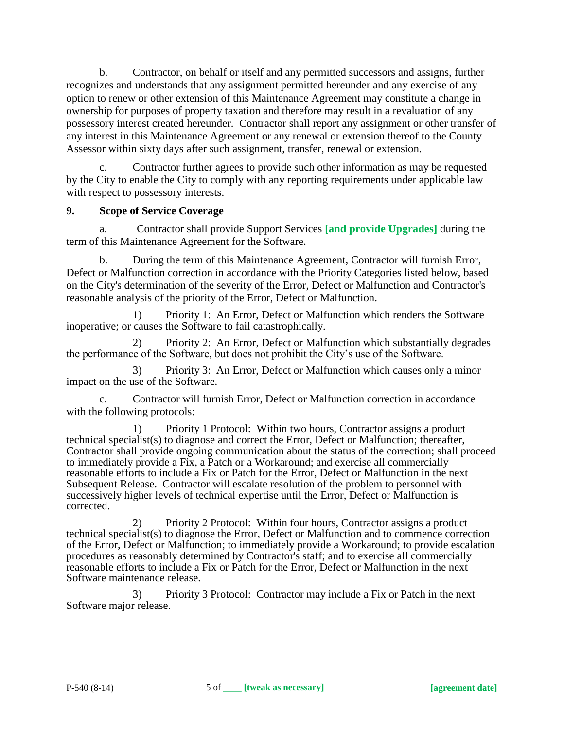b. Contractor, on behalf or itself and any permitted successors and assigns, further recognizes and understands that any assignment permitted hereunder and any exercise of any option to renew or other extension of this Maintenance Agreement may constitute a change in ownership for purposes of property taxation and therefore may result in a revaluation of any possessory interest created hereunder. Contractor shall report any assignment or other transfer of any interest in this Maintenance Agreement or any renewal or extension thereof to the County Assessor within sixty days after such assignment, transfer, renewal or extension.

c. Contractor further agrees to provide such other information as may be requested by the City to enable the City to comply with any reporting requirements under applicable law with respect to possessory interests.

**9. Scope of Service Coverage**

a. Contractor shall provide Support Services **[and provide Upgrades]** during the term of this Maintenance Agreement for the Software.

b. During the term of this Maintenance Agreement, Contractor will furnish Error, Defect or Malfunction correction in accordance with the Priority Categories listed below, based on the City's determination of the severity of the Error, Defect or Malfunction and Contractor's reasonable analysis of the priority of the Error, Defect or Malfunction.

1) Priority 1: An Error, Defect or Malfunction which renders the Software inoperative; or causes the Software to fail catastrophically.

2) Priority 2: An Error, Defect or Malfunction which substantially degrades the performance of the Software, but does not prohibit the City's use of the Software.

3) Priority 3: An Error, Defect or Malfunction which causes only a minor impact on the use of the Software.

c. Contractor will furnish Error, Defect or Malfunction correction in accordance with the following protocols:

1) Priority 1 Protocol: Within two hours, Contractor assigns a product technical specialist(s) to diagnose and correct the Error, Defect or Malfunction; thereafter, Contractor shall provide ongoing communication about the status of the correction; shall proceed to immediately provide a Fix, a Patch or a Workaround; and exercise all commercially reasonable efforts to include a Fix or Patch for the Error, Defect or Malfunction in the next Subsequent Release. Contractor will escalate resolution of the problem to personnel with successively higher levels of technical expertise until the Error, Defect or Malfunction is corrected.

2) Priority 2 Protocol: Within four hours, Contractor assigns a product technical specialist(s) to diagnose the Error, Defect or Malfunction and to commence correction of the Error, Defect or Malfunction; to immediately provide a Workaround; to provide escalation procedures as reasonably determined by Contractor's staff; and to exercise all commercially reasonable efforts to include a Fix or Patch for the Error, Defect or Malfunction in the next Software maintenance release.

3) Priority 3 Protocol: Contractor may include a Fix or Patch in the next Software major release.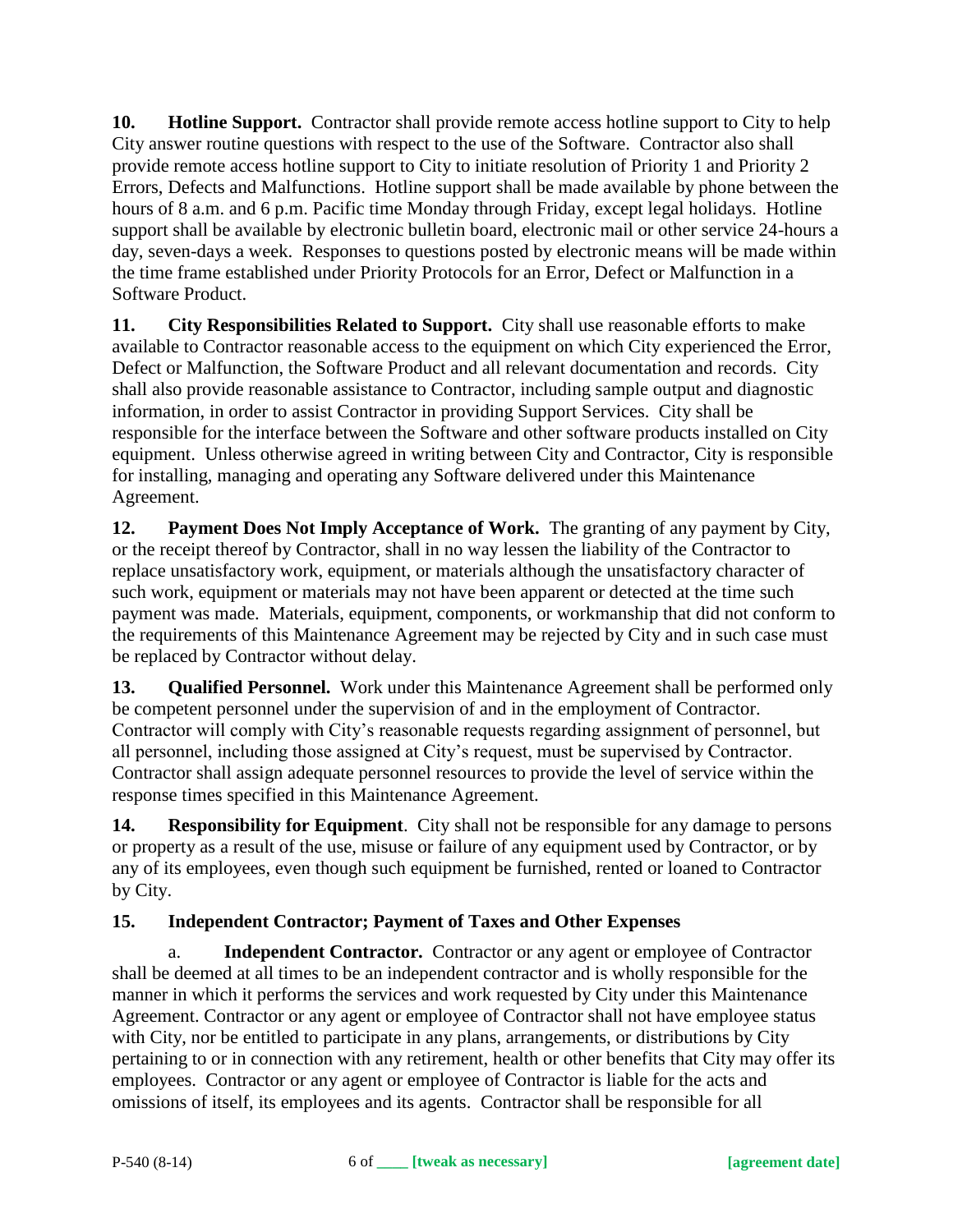**10. Hotline Support.** Contractor shall provide remote access hotline support to City to help City answer routine questions with respect to the use of the Software. Contractor also shall provide remote access hotline support to City to initiate resolution of Priority 1 and Priority 2 Errors, Defects and Malfunctions. Hotline support shall be made available by phone between the hours of 8 a.m. and 6 p.m. Pacific time Monday through Friday, except legal holidays. Hotline support shall be available by electronic bulletin board, electronic mail or other service 24-hours a day, seven-days a week. Responses to questions posted by electronic means will be made within the time frame established under Priority Protocols for an Error, Defect or Malfunction in a Software Product.

**11. City Responsibilities Related to Support.** City shall use reasonable efforts to make available to Contractor reasonable access to the equipment on which City experienced the Error, Defect or Malfunction, the Software Product and all relevant documentation and records. City shall also provide reasonable assistance to Contractor, including sample output and diagnostic information, in order to assist Contractor in providing Support Services. City shall be responsible for the interface between the Software and other software products installed on City equipment. Unless otherwise agreed in writing between City and Contractor, City is responsible for installing, managing and operating any Software delivered under this Maintenance Agreement.

**12. Payment Does Not Imply Acceptance of Work.** The granting of any payment by City, or the receipt thereof by Contractor, shall in no way lessen the liability of the Contractor to replace unsatisfactory work, equipment, or materials although the unsatisfactory character of such work, equipment or materials may not have been apparent or detected at the time such payment was made. Materials, equipment, components, or workmanship that did not conform to the requirements of this Maintenance Agreement may be rejected by City and in such case must be replaced by Contractor without delay.

**13. Qualified Personnel.** Work under this Maintenance Agreement shall be performed only be competent personnel under the supervision of and in the employment of Contractor. Contractor will comply with City's reasonable requests regarding assignment of personnel, but all personnel, including those assigned at City's request, must be supervised by Contractor. Contractor shall assign adequate personnel resources to provide the level of service within the response times specified in this Maintenance Agreement.

**14. Responsibility for Equipment**. City shall not be responsible for any damage to persons or property as a result of the use, misuse or failure of any equipment used by Contractor, or by any of its employees, even though such equipment be furnished, rented or loaned to Contractor by City.

**15. Independent Contractor; Payment of Taxes and Other Expenses**

a. **Independent Contractor.** Contractor or any agent or employee of Contractor shall be deemed at all times to be an independent contractor and is wholly responsible for the manner in which it performs the services and work requested by City under this Maintenance Agreement. Contractor or any agent or employee of Contractor shall not have employee status with City, nor be entitled to participate in any plans, arrangements, or distributions by City pertaining to or in connection with any retirement, health or other benefits that City may offer its employees. Contractor or any agent or employee of Contractor is liable for the acts and omissions of itself, its employees and its agents. Contractor shall be responsible for all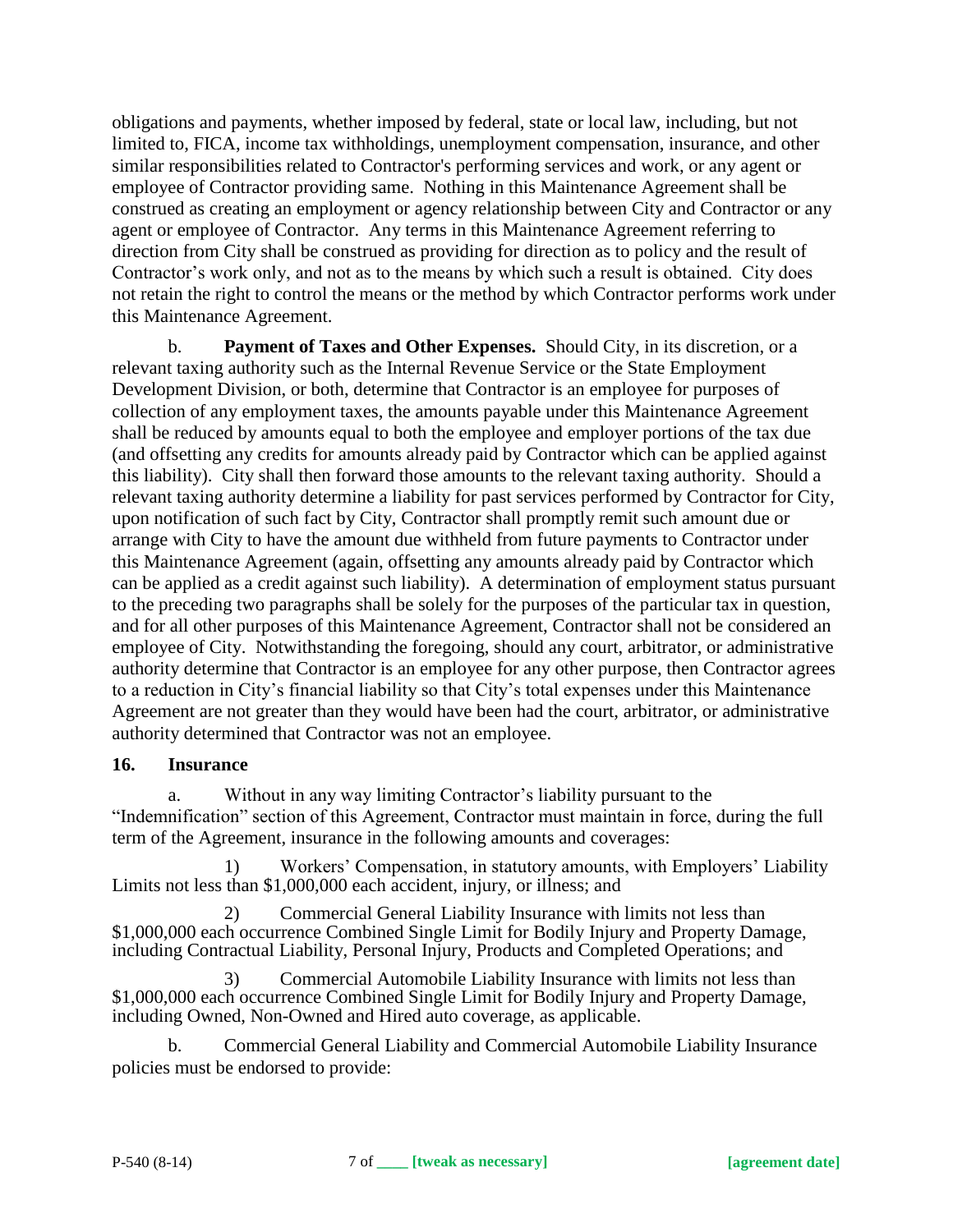obligations and payments, whether imposed by federal, state or local law, including, but not limited to, FICA, income tax withholdings, unemployment compensation, insurance, and other similar responsibilities related to Contractor's performing services and work, or any agent or employee of Contractor providing same. Nothing in this Maintenance Agreement shall be construed as creating an employment or agency relationship between City and Contractor or any agent or employee of Contractor. Any terms in this Maintenance Agreement referring to direction from City shall be construed as providing for direction as to policy and the result of Contractor's work only, and not as to the means by which such a result is obtained. City does not retain the right to control the means or the method by which Contractor performs work under this Maintenance Agreement.

b. **Payment of Taxes and Other Expenses.** Should City, in its discretion, or a relevant taxing authority such as the Internal Revenue Service or the State Employment Development Division, or both, determine that Contractor is an employee for purposes of collection of any employment taxes, the amounts payable under this Maintenance Agreement shall be reduced by amounts equal to both the employee and employer portions of the tax due (and offsetting any credits for amounts already paid by Contractor which can be applied against this liability). City shall then forward those amounts to the relevant taxing authority. Should a relevant taxing authority determine a liability for past services performed by Contractor for City, upon notification of such fact by City, Contractor shall promptly remit such amount due or arrange with City to have the amount due withheld from future payments to Contractor under this Maintenance Agreement (again, offsetting any amounts already paid by Contractor which can be applied as a credit against such liability). A determination of employment status pursuant to the preceding two paragraphs shall be solely for the purposes of the particular tax in question, and for all other purposes of this Maintenance Agreement, Contractor shall not be considered an employee of City. Notwithstanding the foregoing, should any court, arbitrator, or administrative authority determine that Contractor is an employee for any other purpose, then Contractor agrees to a reduction in City's financial liability so that City's total expenses under this Maintenance Agreement are not greater than they would have been had the court, arbitrator, or administrative authority determined that Contractor was not an employee.

### 16. Insurance

a. Without in any way limiting Contractor's liability pursuant to the "Indemnification" section of this Agreement, Contractor must maintain in force, during the full term of the Agreement, insurance in the following amounts and coverages:

1) Workers' Compensation, in statutory amounts, with Employers' Liability Limits not less than $1,000,000 each accident, injury, or illness; and

2) Commercial General Liability Insurance with limits not less than $1,000,000 each occurrence Combined Single Limit for Bodily Injury and Property Damage, including Contractual Liability, Personal Injury, Products and Completed Operations; and

3) Commercial Automobile Liability Insurance with limits not less than $1,000,000 each occurrence Combined Single Limit for Bodily Injury and Property Damage, including Owned, Non-Owned and Hired auto coverage, as applicable.

b. Commercial General Liability and Commercial Automobile Liability Insurance policies must be endorsed to provide: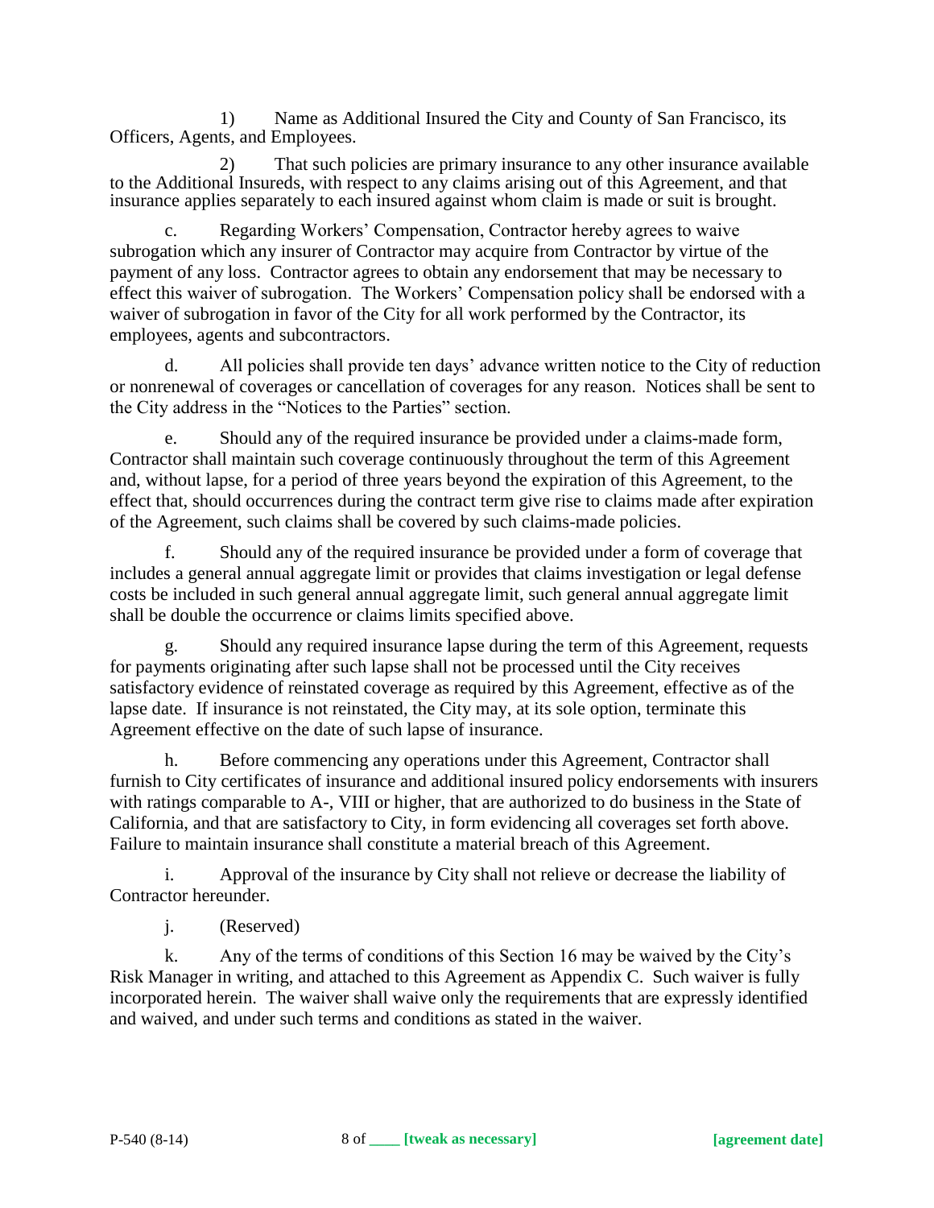1) Name as Additional Insured the City and County of San Francisco, its Officers, Agents, and Employees.

2) That such policies are primary insurance to any other insurance available to the Additional Insureds, with respect to any claims arising out of this Agreement, and that insurance applies separately to each insured against whom claim is made or suit is brought.

c. Regarding Workers' Compensation, Contractor hereby agrees to waive subrogation which any insurer of Contractor may acquire from Contractor by virtue of the payment of any loss. Contractor agrees to obtain any endorsement that may be necessary to effect this waiver of subrogation. The Workers' Compensation policy shall be endorsed with a waiver of subrogation in favor of the City for all work performed by the Contractor, its employees, agents and subcontractors.

d. All policies shall provide ten days' advance written notice to the City of reduction or nonrenewal of coverages or cancellation of coverages for any reason. Notices shall be sent to the City address in the "Notices to the Parties" section.

e. Should any of the required insurance be provided under a claims-made form, Contractor shall maintain such coverage continuously throughout the term of this Agreement and, without lapse, for a period of three years beyond the expiration of this Agreement, to the effect that, should occurrences during the contract term give rise to claims made after expiration of the Agreement, such claims shall be covered by such claims-made policies.

f. Should any of the required insurance be provided under a form of coverage that includes a general annual aggregate limit or provides that claims investigation or legal defense costs be included in such general annual aggregate limit, such general annual aggregate limit shall be double the occurrence or claims limits specified above.

g. Should any required insurance lapse during the term of this Agreement, requests for payments originating after such lapse shall not be processed until the City receives satisfactory evidence of reinstated coverage as required by this Agreement, effective as of the lapse date. If insurance is not reinstated, the City may, at its sole option, terminate this Agreement effective on the date of such lapse of insurance.

h. Before commencing any operations under this Agreement, Contractor shall furnish to City certificates of insurance and additional insured policy endorsements with insurers with ratings comparable to A-, VIII or higher, that are authorized to do business in the State of California, and that are satisfactory to City, in form evidencing all coverages set forth above. Failure to maintain insurance shall constitute a material breach of this Agreement.

i. Approval of the insurance by City shall not relieve or decrease the liability of Contractor hereunder.

j. (Reserved)

k. Any of the terms of conditions of this Section 16 may be waived by the City's Risk Manager in writing, and attached to this Agreement as Appendix C. Such waiver is fully incorporated herein. The waiver shall waive only the requirements that are expressly identified and waived, and under such terms and conditions as stated in the waiver.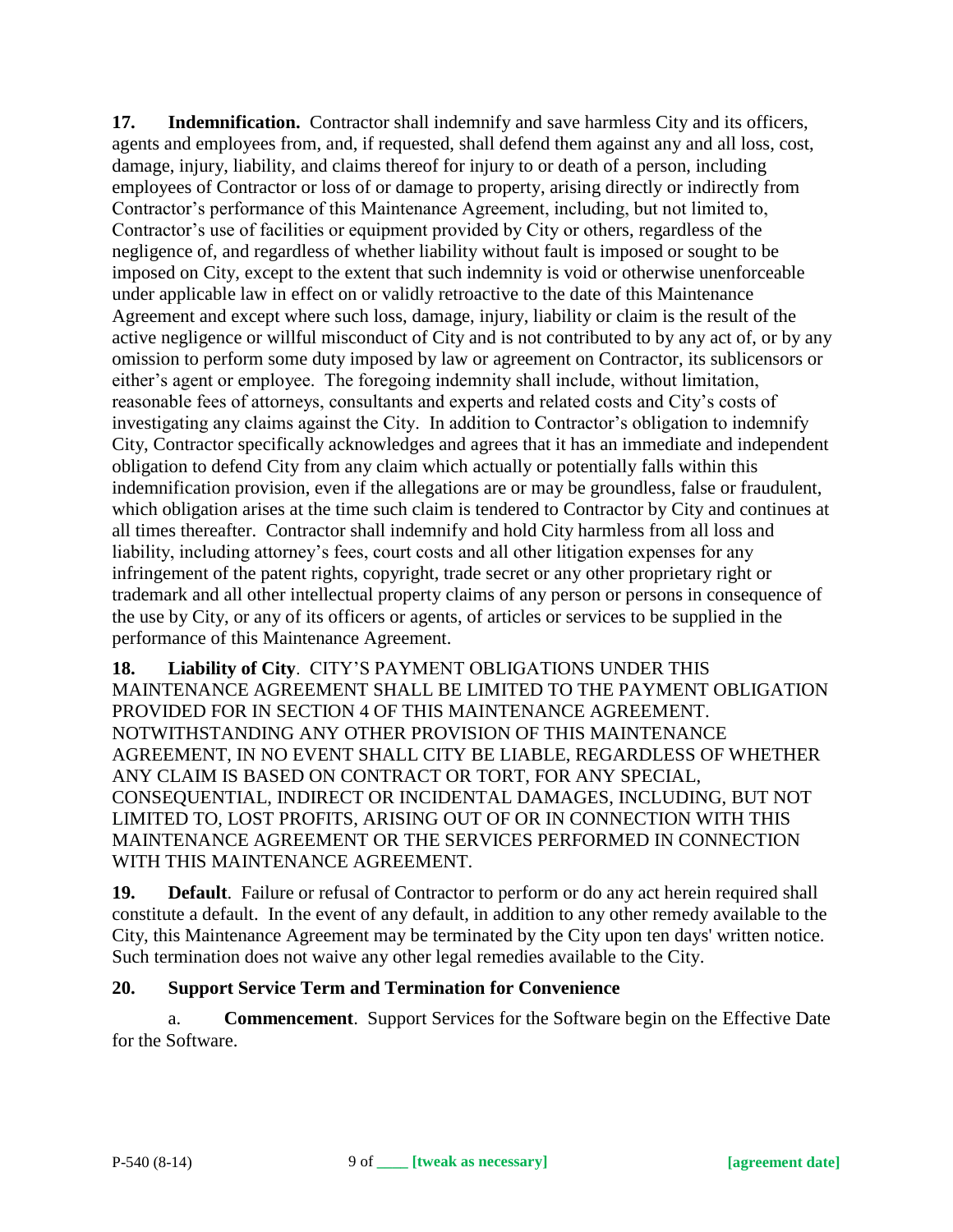**17. Indemnification.** Contractor shall indemnify and save harmless City and its officers, agents and employees from, and, if requested, shall defend them against any and all loss, cost, damage, injury, liability, and claims thereof for injury to or death of a person, including employees of Contractor or loss of or damage to property, arising directly or indirectly from Contractor's performance of this Maintenance Agreement, including, but not limited to, Contractor's use of facilities or equipment provided by City or others, regardless of the negligence of, and regardless of whether liability without fault is imposed or sought to be imposed on City, except to the extent that such indemnity is void or otherwise unenforceable under applicable law in effect on or validly retroactive to the date of this Maintenance Agreement and except where such loss, damage, injury, liability or claim is the result of the active negligence or willful misconduct of City and is not contributed to by any act of, or by any omission to perform some duty imposed by law or agreement on Contractor, its sublicensors or either's agent or employee. The foregoing indemnity shall include, without limitation, reasonable fees of attorneys, consultants and experts and related costs and City's costs of investigating any claims against the City. In addition to Contractor's obligation to indemnify City, Contractor specifically acknowledges and agrees that it has an immediate and independent obligation to defend City from any claim which actually or potentially falls within this indemnification provision, even if the allegations are or may be groundless, false or fraudulent, which obligation arises at the time such claim is tendered to Contractor by City and continues at all times thereafter. Contractor shall indemnify and hold City harmless from all loss and liability, including attorney's fees, court costs and all other litigation expenses for any infringement of the patent rights, copyright, trade secret or any other proprietary right or trademark and all other intellectual property claims of any person or persons in consequence of the use by City, or any of its officers or agents, of articles or services to be supplied in the performance of this Maintenance Agreement.

**18. Liability of City**. CITY'S PAYMENT OBLIGATIONS UNDER THIS MAINTENANCE AGREEMENT SHALL BE LIMITED TO THE PAYMENT OBLIGATION PROVIDED FOR IN SECTION 4 OF THIS MAINTENANCE AGREEMENT. NOTWITHSTANDING ANY OTHER PROVISION OF THIS MAINTENANCE AGREEMENT, IN NO EVENT SHALL CITY BE LIABLE, REGARDLESS OF WHETHER ANY CLAIM IS BASED ON CONTRACT OR TORT, FOR ANY SPECIAL, CONSEQUENTIAL, INDIRECT OR INCIDENTAL DAMAGES, INCLUDING, BUT NOT LIMITED TO, LOST PROFITS, ARISING OUT OF OR IN CONNECTION WITH THIS MAINTENANCE AGREEMENT OR THE SERVICES PERFORMED IN CONNECTION WITH THIS MAINTENANCE AGREEMENT.

**19. Default**. Failure or refusal of Contractor to perform or do any act herein required shall constitute a default. In the event of any default, in addition to any other remedy available to the City, this Maintenance Agreement may be terminated by the City upon ten days' written notice. Such termination does not waive any other legal remedies available to the City.

**20. Support Service Term and Termination for Convenience**

a. **Commencement**. Support Services for the Software begin on the Effective Date for the Software.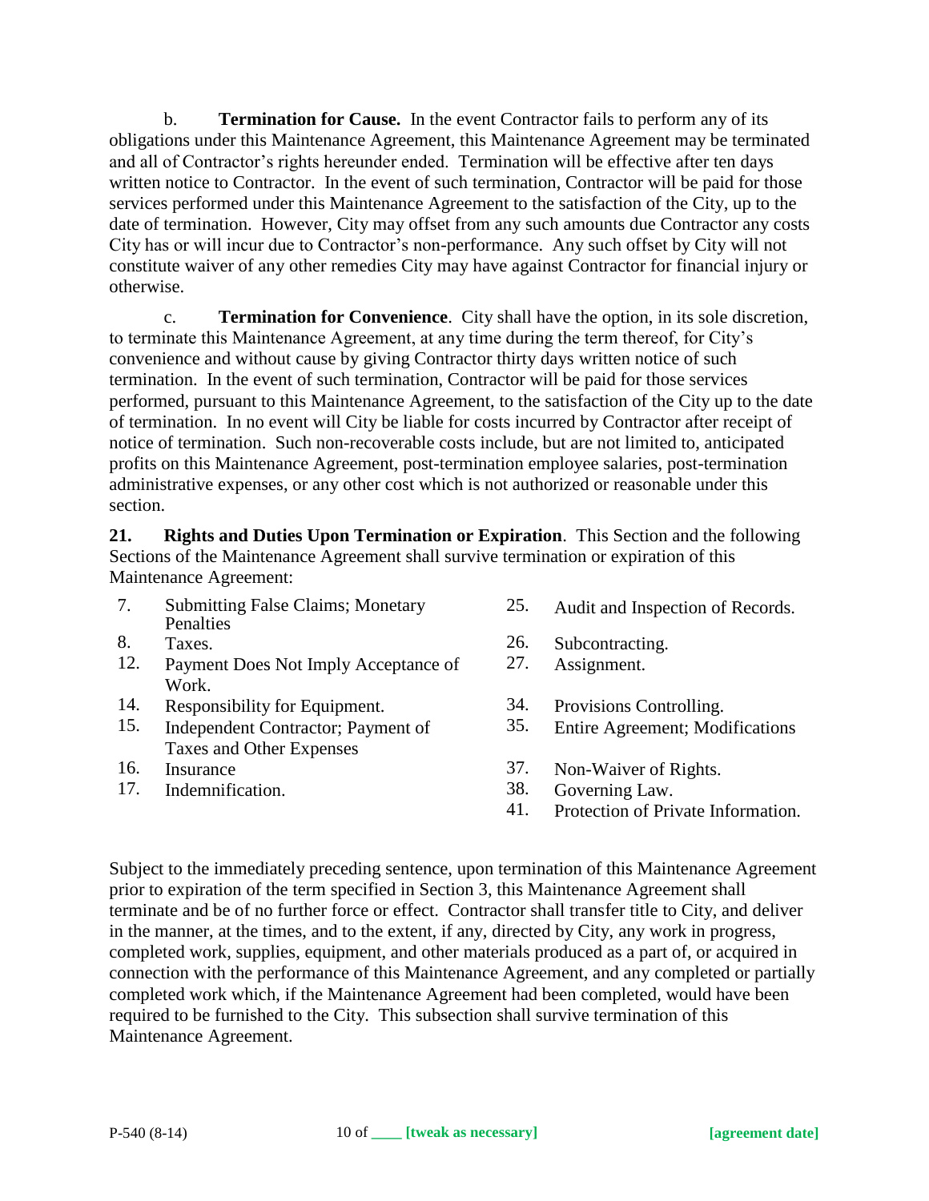b. **Termination for Cause.** In the event Contractor fails to perform any of its obligations under this Maintenance Agreement, this Maintenance Agreement may be terminated and all of Contractor's rights hereunder ended. Termination will be effective after ten days written notice to Contractor. In the event of such termination, Contractor will be paid for those services performed under this Maintenance Agreement to the satisfaction of the City, up to the date of termination. However, City may offset from any such amounts due Contractor any costs City has or will incur due to Contractor's non-performance. Any such offset by City will not constitute waiver of any other remedies City may have against Contractor for financial injury or otherwise.

c. **Termination for Convenience**. City shall have the option, in its sole discretion, to terminate this Maintenance Agreement, at any time during the term thereof, for City's convenience and without cause by giving Contractor thirty days written notice of such termination. In the event of such termination, Contractor will be paid for those services performed, pursuant to this Maintenance Agreement, to the satisfaction of the City up to the date of termination. In no event will City be liable for costs incurred by Contractor after receipt of notice of termination. Such non-recoverable costs include, but are not limited to, anticipated profits on this Maintenance Agreement, post-termination employee salaries, post-termination administrative expenses, or any other cost which is not authorized or reasonable under this section.

**21. Rights and Duties Upon Termination or Expiration**. This Section and the following Sections of the Maintenance Agreement shall survive termination or expiration of this Maintenance Agreement:

- 7. Submitting False Claims; Monetary Penalties
- 8. Taxes.
- 12. Payment Does Not Imply Acceptance of Work.
- 14. Responsibility for Equipment.
- 15. Independent Contractor; Payment of Taxes and Other Expenses
- 16. Insurance
- 17. Indemnification.
- 25. Audit and Inspection of Records.
- 26. Subcontracting.
- 27. Assignment.
- 34. Provisions Controlling.
- 35. Entire Agreement; Modifications
- 37. Non-Waiver of Rights.
- 38. Governing Law.
- 41. Protection of Private Information.

Subject to the immediately preceding sentence, upon termination of this Maintenance Agreement prior to expiration of the term specified in Section 3, this Maintenance Agreement shall terminate and be of no further force or effect. Contractor shall transfer title to City, and deliver in the manner, at the times, and to the extent, if any, directed by City, any work in progress, completed work, supplies, equipment, and other materials produced as a part of, or acquired in connection with the performance of this Maintenance Agreement, and any completed or partially completed work which, if the Maintenance Agreement had been completed, would have been required to be furnished to the City. This subsection shall survive termination of this Maintenance Agreement.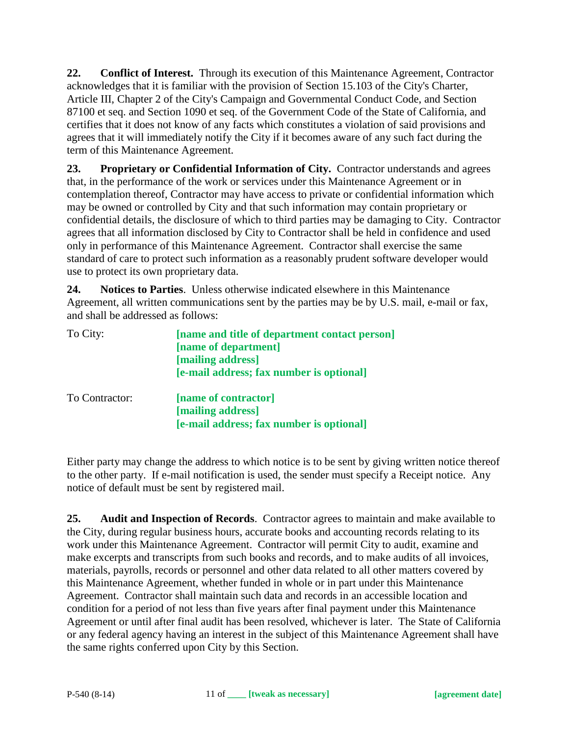**22. Conflict of Interest.** Through its execution of this Maintenance Agreement, Contractor acknowledges that it is familiar with the provision of Section 15.103 of the City's Charter, Article III, Chapter 2 of the City's Campaign and Governmental Conduct Code, and Section 87100 et seq. and Section 1090 et seq. of the Government Code of the State of California, and certifies that it does not know of any facts which constitutes a violation of said provisions and agrees that it will immediately notify the City if it becomes aware of any such fact during the term of this Maintenance Agreement.

**23. Proprietary or Confidential Information of City.** Contractor understands and agrees that, in the performance of the work or services under this Maintenance Agreement or in contemplation thereof, Contractor may have access to private or confidential information which may be owned or controlled by City and that such information may contain proprietary or confidential details, the disclosure of which to third parties may be damaging to City. Contractor agrees that all information disclosed by City to Contractor shall be held in confidence and used only in performance of this Maintenance Agreement. Contractor shall exercise the same standard of care to protect such information as a reasonably prudent software developer would use to protect its own proprietary data.

**24. Notices to Parties**. Unless otherwise indicated elsewhere in this Maintenance Agreement, all written communications sent by the parties may be by U.S. mail, e-mail or fax, and shall be addressed as follows:

To City: **[name and title of department contact person]**
**[name of department]**
**[mailing address]**
**[e-mail address; fax number is optional]**

To Contractor: **[name of contractor]**
**[mailing address]**
**[e-mail address; fax number is optional]**

Either party may change the address to which notice is to be sent by giving written notice thereof to the other party. If e-mail notification is used, the sender must specify a Receipt notice. Any notice of default must be sent by registered mail.

**25. Audit and Inspection of Records**. Contractor agrees to maintain and make available to the City, during regular business hours, accurate books and accounting records relating to its work under this Maintenance Agreement. Contractor will permit City to audit, examine and make excerpts and transcripts from such books and records, and to make audits of all invoices, materials, payrolls, records or personnel and other data related to all other matters covered by this Maintenance Agreement, whether funded in whole or in part under this Maintenance Agreement. Contractor shall maintain such data and records in an accessible location and condition for a period of not less than five years after final payment under this Maintenance Agreement or until after final audit has been resolved, whichever is later. The State of California or any federal agency having an interest in the subject of this Maintenance Agreement shall have the same rights conferred upon City by this Section.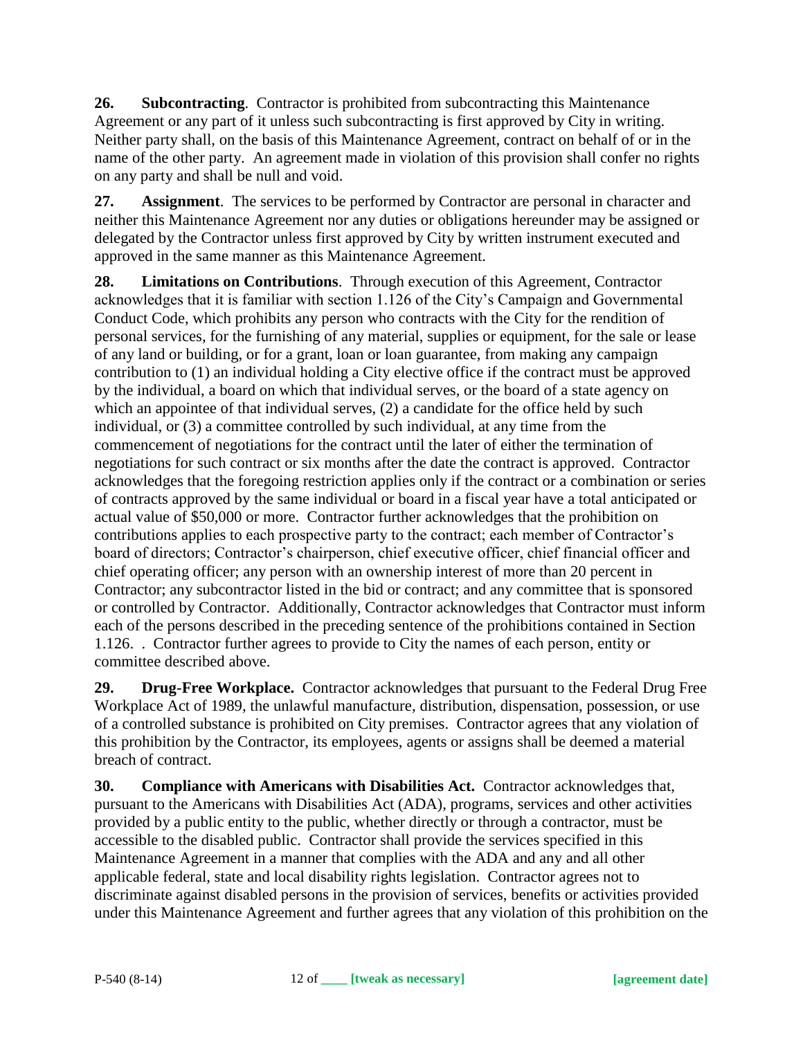**26. Subcontracting**. Contractor is prohibited from subcontracting this Maintenance Agreement or any part of it unless such subcontracting is first approved by City in writing. Neither party shall, on the basis of this Maintenance Agreement, contract on behalf of or in the name of the other party. An agreement made in violation of this provision shall confer no rights on any party and shall be null and void.

**27. Assignment**. The services to be performed by Contractor are personal in character and neither this Maintenance Agreement nor any duties or obligations hereunder may be assigned or delegated by the Contractor unless first approved by City by written instrument executed and approved in the same manner as this Maintenance Agreement.

**28. Limitations on Contributions**. Through execution of this Agreement, Contractor acknowledges that it is familiar with section 1.126 of the City's Campaign and Governmental Conduct Code, which prohibits any person who contracts with the City for the rendition of personal services, for the furnishing of any material, supplies or equipment, for the sale or lease of any land or building, or for a grant, loan or loan guarantee, from making any campaign contribution to (1) an individual holding a City elective office if the contract must be approved by the individual, a board on which that individual serves, or the board of a state agency on which an appointee of that individual serves, (2) a candidate for the office held by such individual, or (3) a committee controlled by such individual, at any time from the commencement of negotiations for the contract until the later of either the termination of negotiations for such contract or six months after the date the contract is approved. Contractor acknowledges that the foregoing restriction applies only if the contract or a combination or series of contracts approved by the same individual or board in a fiscal year have a total anticipated or actual value of $50,000 or more. Contractor further acknowledges that the prohibition on contributions applies to each prospective party to the contract; each member of Contractor's board of directors; Contractor's chairperson, chief executive officer, chief financial officer and chief operating officer; any person with an ownership interest of more than 20 percent in Contractor; any subcontractor listed in the bid or contract; and any committee that is sponsored or controlled by Contractor. Additionally, Contractor acknowledges that Contractor must inform each of the persons described in the preceding sentence of the prohibitions contained in Section 1.126. . Contractor further agrees to provide to City the names of each person, entity or committee described above.

**29. Drug-Free Workplace.** Contractor acknowledges that pursuant to the Federal Drug Free Workplace Act of 1989, the unlawful manufacture, distribution, dispensation, possession, or use of a controlled substance is prohibited on City premises. Contractor agrees that any violation of this prohibition by the Contractor, its employees, agents or assigns shall be deemed a material breach of contract.

**30. Compliance with Americans with Disabilities Act.** Contractor acknowledges that, pursuant to the Americans with Disabilities Act (ADA), programs, services and other activities provided by a public entity to the public, whether directly or through a contractor, must be accessible to the disabled public. Contractor shall provide the services specified in this Maintenance Agreement in a manner that complies with the ADA and any and all other applicable federal, state and local disability rights legislation. Contractor agrees not to discriminate against disabled persons in the provision of services, benefits or activities provided under this Maintenance Agreement and further agrees that any violation of this prohibition on the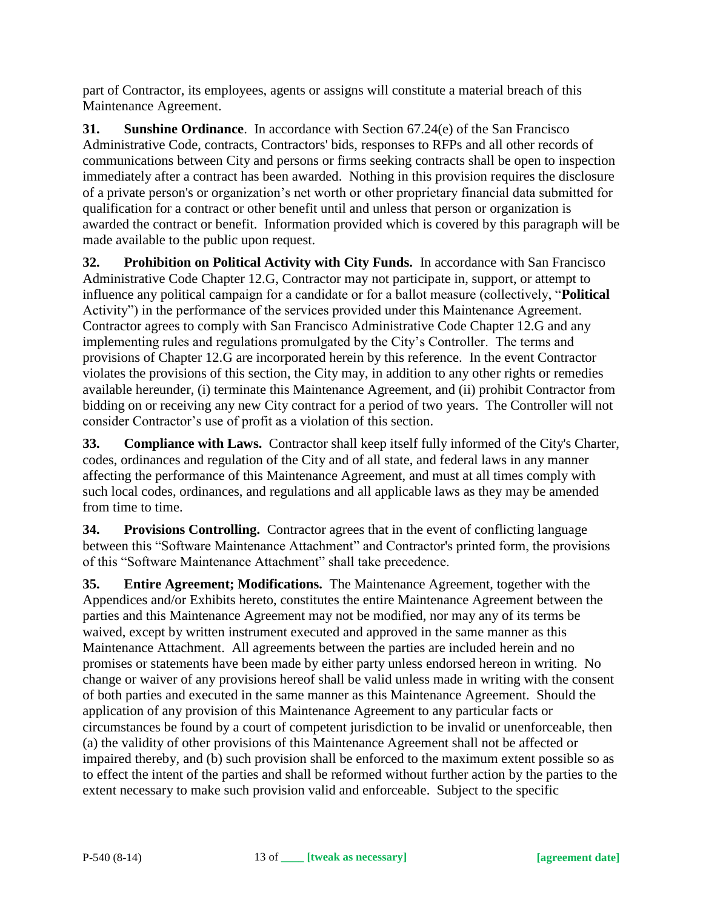part of Contractor, its employees, agents or assigns will constitute a material breach of this Maintenance Agreement.

**31. Sunshine Ordinance**. In accordance with Section 67.24(e) of the San Francisco Administrative Code, contracts, Contractors' bids, responses to RFPs and all other records of communications between City and persons or firms seeking contracts shall be open to inspection immediately after a contract has been awarded. Nothing in this provision requires the disclosure of a private person's or organization's net worth or other proprietary financial data submitted for qualification for a contract or other benefit until and unless that person or organization is awarded the contract or benefit. Information provided which is covered by this paragraph will be made available to the public upon request.

**32. Prohibition on Political Activity with City Funds.** In accordance with San Francisco Administrative Code Chapter 12.G, Contractor may not participate in, support, or attempt to influence any political campaign for a candidate or for a ballot measure (collectively, "**Political** Activity") in the performance of the services provided under this Maintenance Agreement. Contractor agrees to comply with San Francisco Administrative Code Chapter 12.G and any implementing rules and regulations promulgated by the City's Controller. The terms and provisions of Chapter 12.G are incorporated herein by this reference. In the event Contractor violates the provisions of this section, the City may, in addition to any other rights or remedies available hereunder, (i) terminate this Maintenance Agreement, and (ii) prohibit Contractor from bidding on or receiving any new City contract for a period of two years. The Controller will not consider Contractor's use of profit as a violation of this section.

**33. Compliance with Laws.** Contractor shall keep itself fully informed of the City's Charter, codes, ordinances and regulation of the City and of all state, and federal laws in any manner affecting the performance of this Maintenance Agreement, and must at all times comply with such local codes, ordinances, and regulations and all applicable laws as they may be amended from time to time.

**34. Provisions Controlling.** Contractor agrees that in the event of conflicting language between this "Software Maintenance Attachment" and Contractor's printed form, the provisions of this "Software Maintenance Attachment" shall take precedence.

**35. Entire Agreement; Modifications.** The Maintenance Agreement, together with the Appendices and/or Exhibits hereto, constitutes the entire Maintenance Agreement between the parties and this Maintenance Agreement may not be modified, nor may any of its terms be waived, except by written instrument executed and approved in the same manner as this Maintenance Attachment. All agreements between the parties are included herein and no promises or statements have been made by either party unless endorsed hereon in writing. No change or waiver of any provisions hereof shall be valid unless made in writing with the consent of both parties and executed in the same manner as this Maintenance Agreement. Should the application of any provision of this Maintenance Agreement to any particular facts or circumstances be found by a court of competent jurisdiction to be invalid or unenforceable, then (a) the validity of other provisions of this Maintenance Agreement shall not be affected or impaired thereby, and (b) such provision shall be enforced to the maximum extent possible so as to effect the intent of the parties and shall be reformed without further action by the parties to the extent necessary to make such provision valid and enforceable. Subject to the specific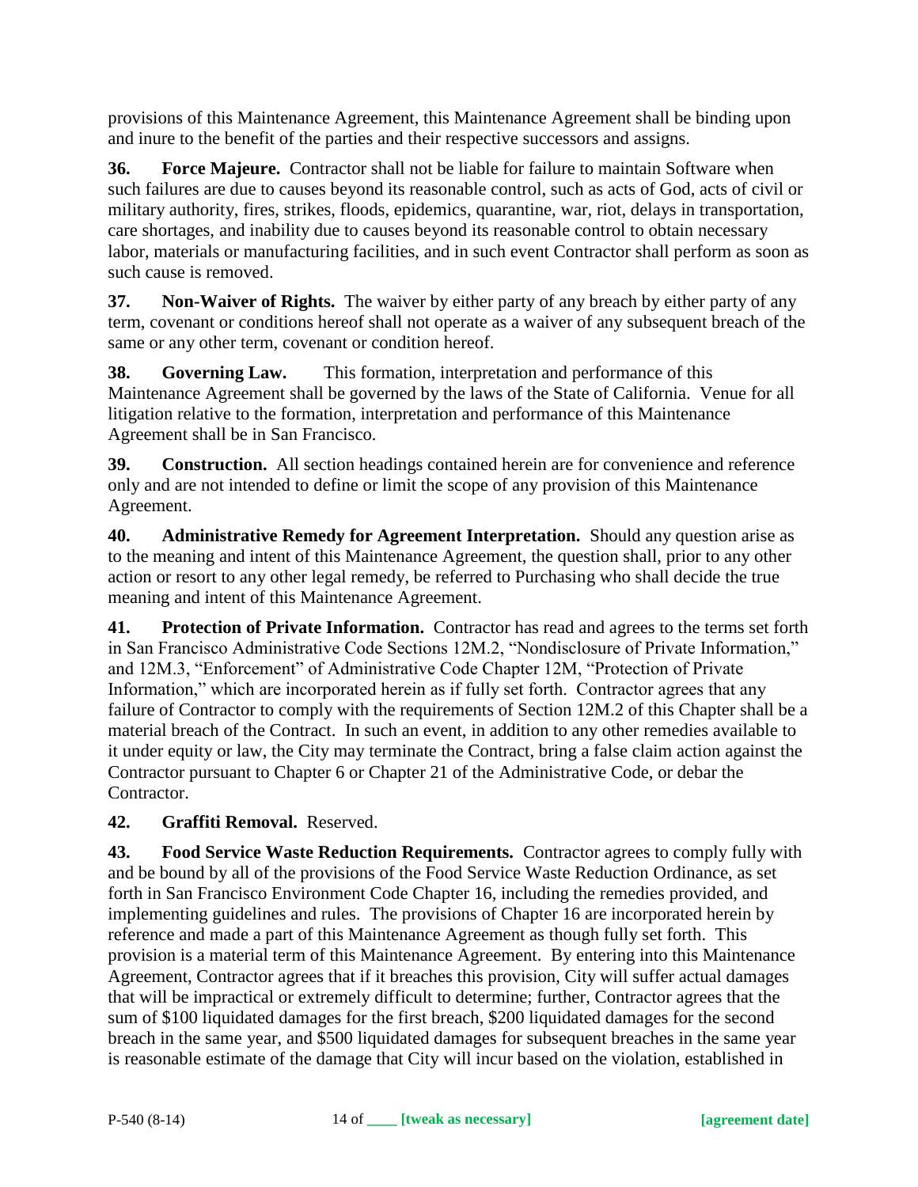provisions of this Maintenance Agreement, this Maintenance Agreement shall be binding upon and inure to the benefit of the parties and their respective successors and assigns.

**36. Force Majeure.** Contractor shall not be liable for failure to maintain Software when such failures are due to causes beyond its reasonable control, such as acts of God, acts of civil or military authority, fires, strikes, floods, epidemics, quarantine, war, riot, delays in transportation, care shortages, and inability due to causes beyond its reasonable control to obtain necessary labor, materials or manufacturing facilities, and in such event Contractor shall perform as soon as such cause is removed.

**37. Non-Waiver of Rights.** The waiver by either party of any breach by either party of any term, covenant or conditions hereof shall not operate as a waiver of any subsequent breach of the same or any other term, covenant or condition hereof.

**38. Governing Law.** This formation, interpretation and performance of this Maintenance Agreement shall be governed by the laws of the State of California. Venue for all litigation relative to the formation, interpretation and performance of this Maintenance Agreement shall be in San Francisco.

**39. Construction.** All section headings contained herein are for convenience and reference only and are not intended to define or limit the scope of any provision of this Maintenance Agreement.

**40. Administrative Remedy for Agreement Interpretation.** Should any question arise as to the meaning and intent of this Maintenance Agreement, the question shall, prior to any other action or resort to any other legal remedy, be referred to Purchasing who shall decide the true meaning and intent of this Maintenance Agreement.

**41. Protection of Private Information.** Contractor has read and agrees to the terms set forth in San Francisco Administrative Code Sections 12M.2, "Nondisclosure of Private Information," and 12M.3, "Enforcement" of Administrative Code Chapter 12M, "Protection of Private Information," which are incorporated herein as if fully set forth. Contractor agrees that any failure of Contractor to comply with the requirements of Section 12M.2 of this Chapter shall be a material breach of the Contract. In such an event, in addition to any other remedies available to it under equity or law, the City may terminate the Contract, bring a false claim action against the Contractor pursuant to Chapter 6 or Chapter 21 of the Administrative Code, or debar the Contractor.

**42. Graffiti Removal.** Reserved.

**43. Food Service Waste Reduction Requirements.** Contractor agrees to comply fully with and be bound by all of the provisions of the Food Service Waste Reduction Ordinance, as set forth in San Francisco Environment Code Chapter 16, including the remedies provided, and implementing guidelines and rules. The provisions of Chapter 16 are incorporated herein by reference and made a part of this Maintenance Agreement as though fully set forth. This provision is a material term of this Maintenance Agreement. By entering into this Maintenance Agreement, Contractor agrees that if it breaches this provision, City will suffer actual damages that will be impractical or extremely difficult to determine; further, Contractor agrees that the sum of $100 liquidated damages for the first breach, $200 liquidated damages for the second breach in the same year, and $500 liquidated damages for subsequent breaches in the same year is reasonable estimate of the damage that City will incur based on the violation, established in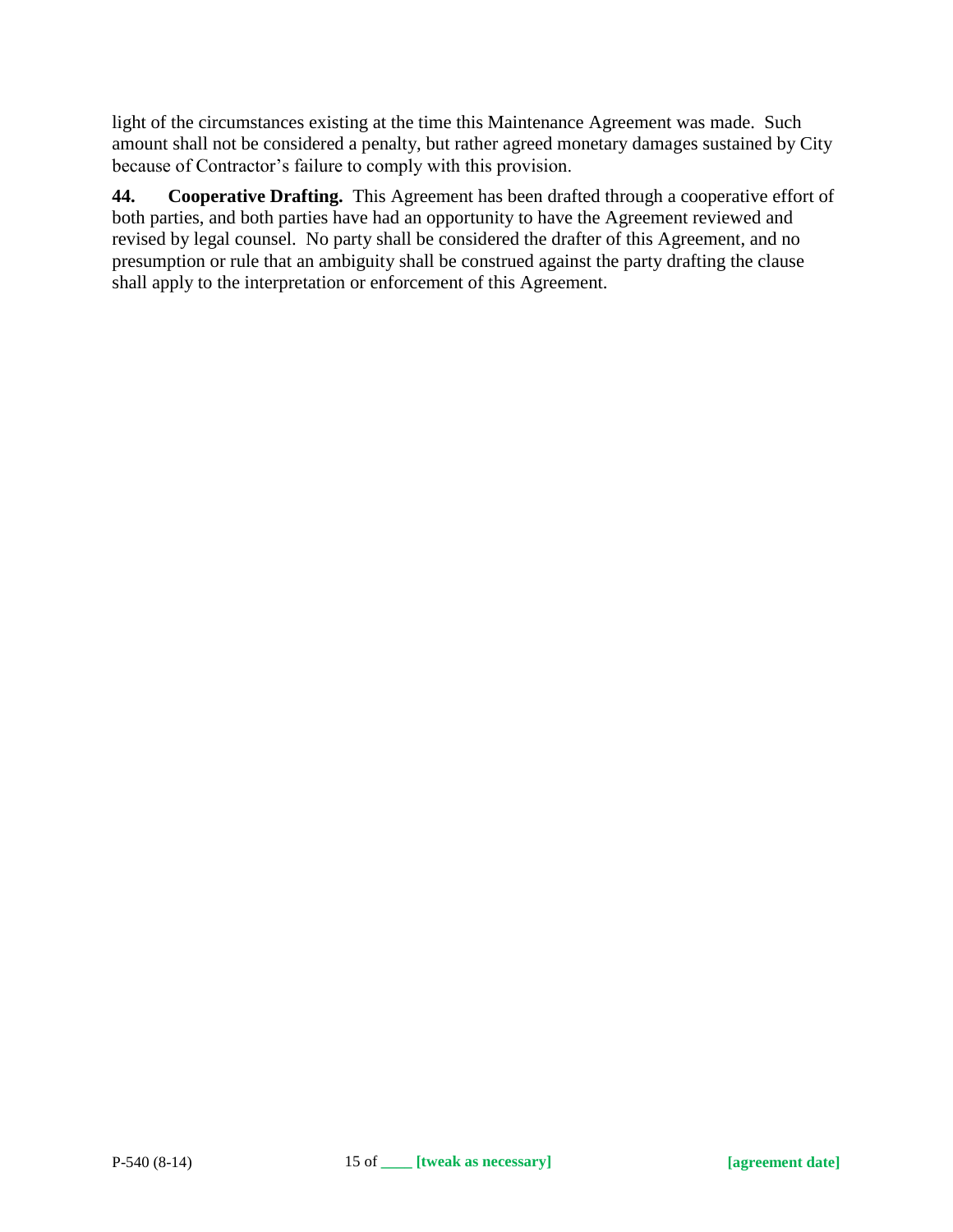light of the circumstances existing at the time this Maintenance Agreement was made. Such amount shall not be considered a penalty, but rather agreed monetary damages sustained by City because of Contractor's failure to comply with this provision.

**44. Cooperative Drafting.** This Agreement has been drafted through a cooperative effort of both parties, and both parties have had an opportunity to have the Agreement reviewed and revised by legal counsel. No party shall be considered the drafter of this Agreement, and no presumption or rule that an ambiguity shall be construed against the party drafting the clause shall apply to the interpretation or enforcement of this Agreement.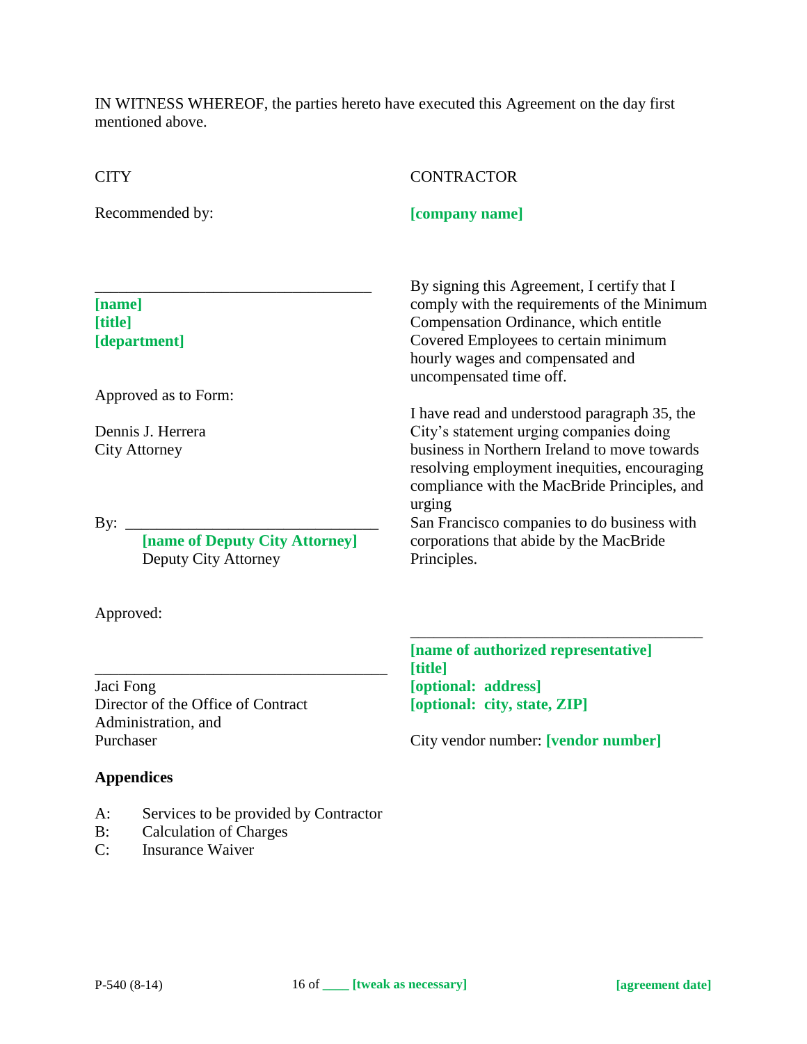IN WITNESS WHEREOF, the parties hereto have executed this Agreement on the day first mentioned above.

CITY

Recommended by:

\_\_\_\_\_\_\_\_\_\_\_\_\_\_\_\_\_\_\_\_\_\_\_\_\_\_\_\_\_\_\_\_\_\_\_

**[name]**
**[title]**
**[department]**

Approved as to Form:

Dennis J. Herrera
City Attorney

By: \_\_\_\_\_\_\_\_\_\_\_\_\_\_\_\_\_\_\_\_\_\_\_\_\_\_\_\_\_\_\_\_\_\_

**[name of Deputy City Attorney]**
Deputy City Attorney

Approved:

\_\_\_\_\_\_\_\_\_\_\_\_\_\_\_\_\_\_\_\_\_\_\_\_\_\_\_\_\_\_\_\_\_\_\_

Jaci Fong
Director of the Office of Contract Administration, and
Purchaser

CONTRACTOR

**[company name]**

By signing this Agreement, I certify that I comply with the requirements of the Minimum Compensation Ordinance, which entitle Covered Employees to certain minimum hourly wages and compensated and uncompensated time off.

I have read and understood paragraph 35, the City's statement urging companies doing business in Northern Ireland to move towards resolving employment inequities, encouraging compliance with the MacBride Principles, and urging
San Francisco companies to do business with corporations that abide by the MacBride Principles.

\_\_\_\_\_\_\_\_\_\_\_\_\_\_\_\_\_\_\_\_\_\_\_\_\_\_\_\_\_\_\_\_\_\_\_

**[name of authorized representative]**
**[title]**
**[optional: address]**
**[optional: city, state, ZIP]**

City vendor number: **[vendor number]**

**Appendices**

A: Services to be provided by Contractor
B: Calculation of Charges
C: Insurance Waiver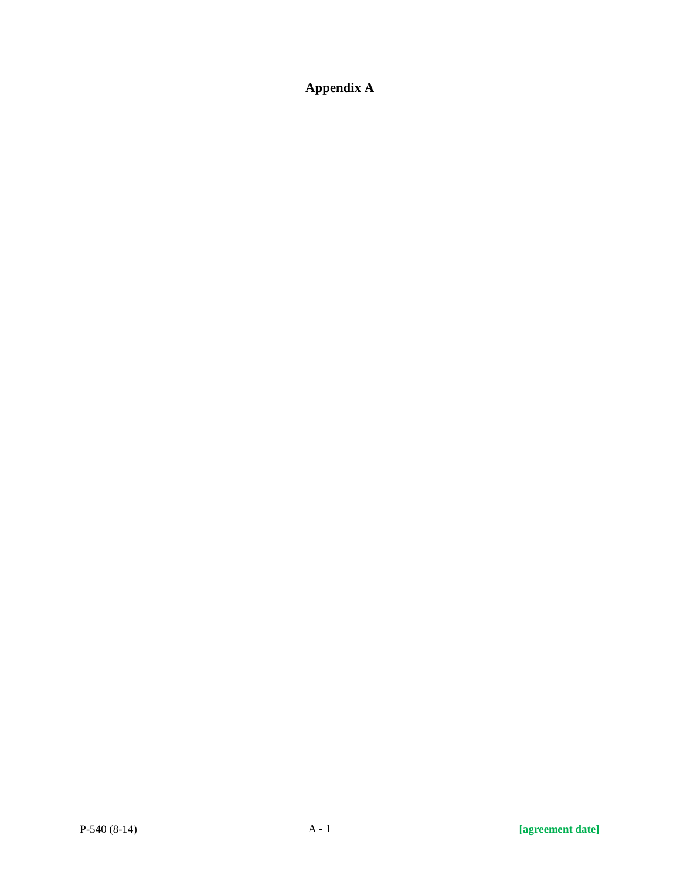# Appendix A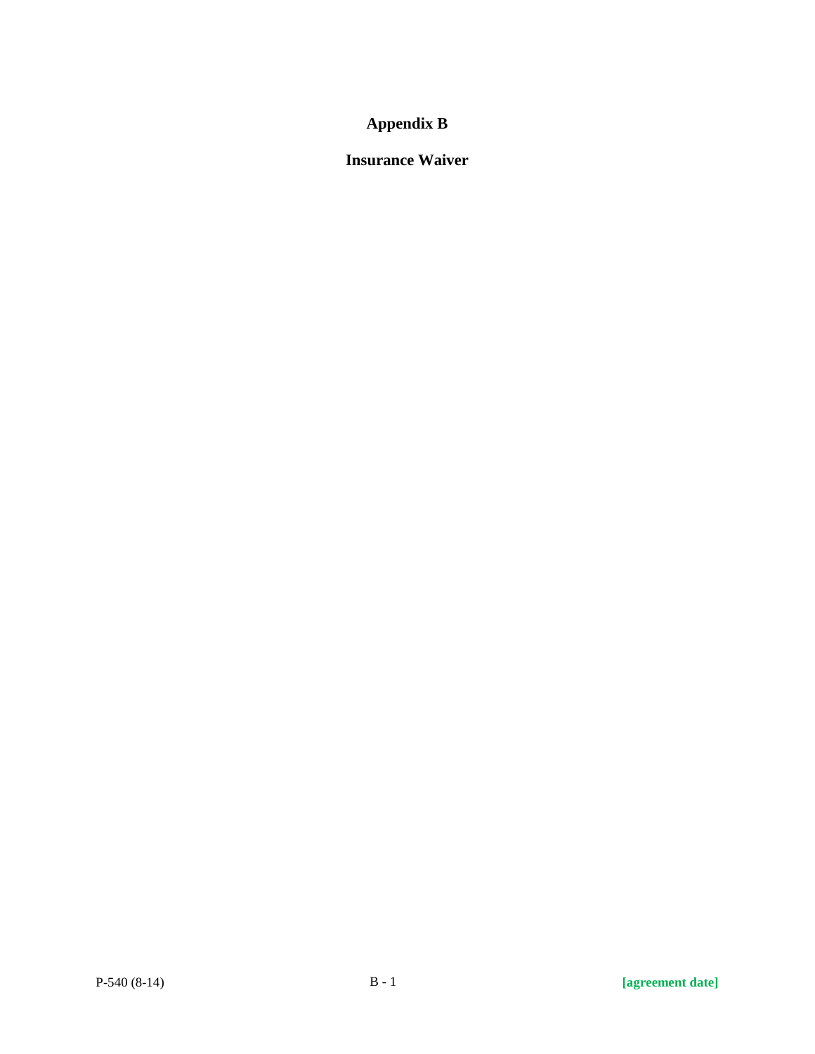# Appendix B

## Insurance Waiver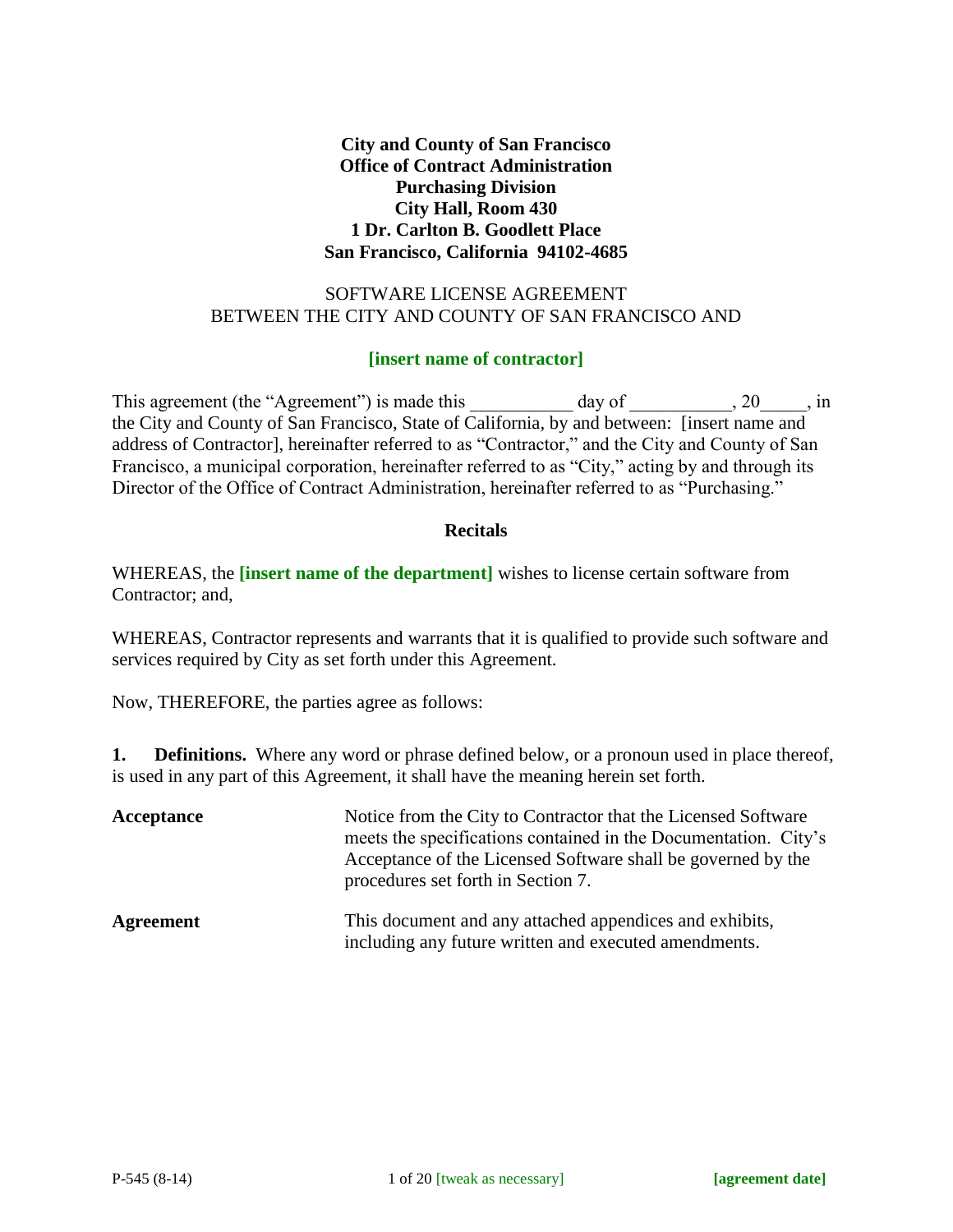**City and County of San Francisco**
**Office of Contract Administration**
**Purchasing Division**
**City Hall, Room 430**
**1 Dr. Carlton B. Goodlett Place**
**San Francisco, California 94102-4685**

SOFTWARE LICENSE AGREEMENT
BETWEEN THE CITY AND COUNTY OF SAN FRANCISCO AND

**[insert name of contractor]**

This agreement (the "Agreement") is made this ___________ day of ___________, 20_____, in the City and County of San Francisco, State of California, by and between: [insert name and address of Contractor], hereinafter referred to as "Contractor," and the City and County of San Francisco, a municipal corporation, hereinafter referred to as "City," acting by and through its Director of the Office of Contract Administration, hereinafter referred to as "Purchasing."

**Recitals**

WHEREAS, the **[insert name of the department]** wishes to license certain software from Contractor; and,

WHEREAS, Contractor represents and warrants that it is qualified to provide such software and services required by City as set forth under this Agreement.

Now, THEREFORE, the parties agree as follows:

**1. Definitions.** Where any word or phrase defined below, or a pronoun used in place thereof, is used in any part of this Agreement, it shall have the meaning herein set forth.

**Acceptance** Notice from the City to Contractor that the Licensed Software meets the specifications contained in the Documentation. City's Acceptance of the Licensed Software shall be governed by the procedures set forth in Section 7.

**Agreement** This document and any attached appendices and exhibits, including any future written and executed amendments.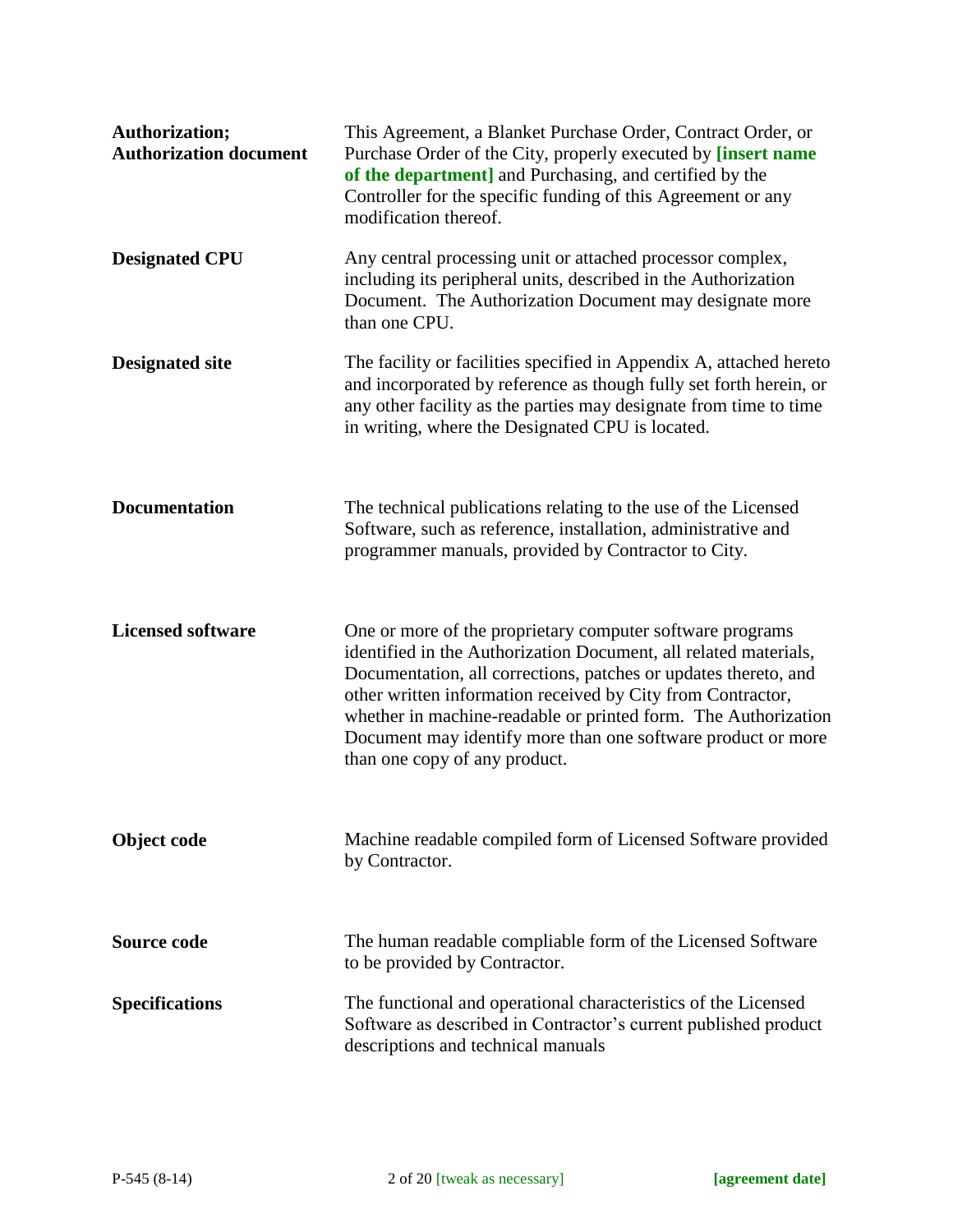| | |
|---|---|
| **Authorization; Authorization document** | This Agreement, a Blanket Purchase Order, Contract Order, or Purchase Order of the City, properly executed by **[insert name of the department]** and Purchasing, and certified by the Controller for the specific funding of this Agreement or any modification thereof. |
| **Designated CPU** | Any central processing unit or attached processor complex, including its peripheral units, described in the Authorization Document. The Authorization Document may designate more than one CPU. |
| **Designated site** | The facility or facilities specified in Appendix A, attached hereto and incorporated by reference as though fully set forth herein, or any other facility as the parties may designate from time to time in writing, where the Designated CPU is located. |
| **Documentation** | The technical publications relating to the use of the Licensed Software, such as reference, installation, administrative and programmer manuals, provided by Contractor to City. |
| **Licensed software** | One or more of the proprietary computer software programs identified in the Authorization Document, all related materials, Documentation, all corrections, patches or updates thereto, and other written information received by City from Contractor, whether in machine-readable or printed form. The Authorization Document may identify more than one software product or more than one copy of any product. |
| **Object code** | Machine readable compiled form of Licensed Software provided by Contractor. |
| **Source code** | The human readable compliable form of the Licensed Software to be provided by Contractor. |
| **Specifications** | The functional and operational characteristics of the Licensed Software as described in Contractor's current published product descriptions and technical manuals |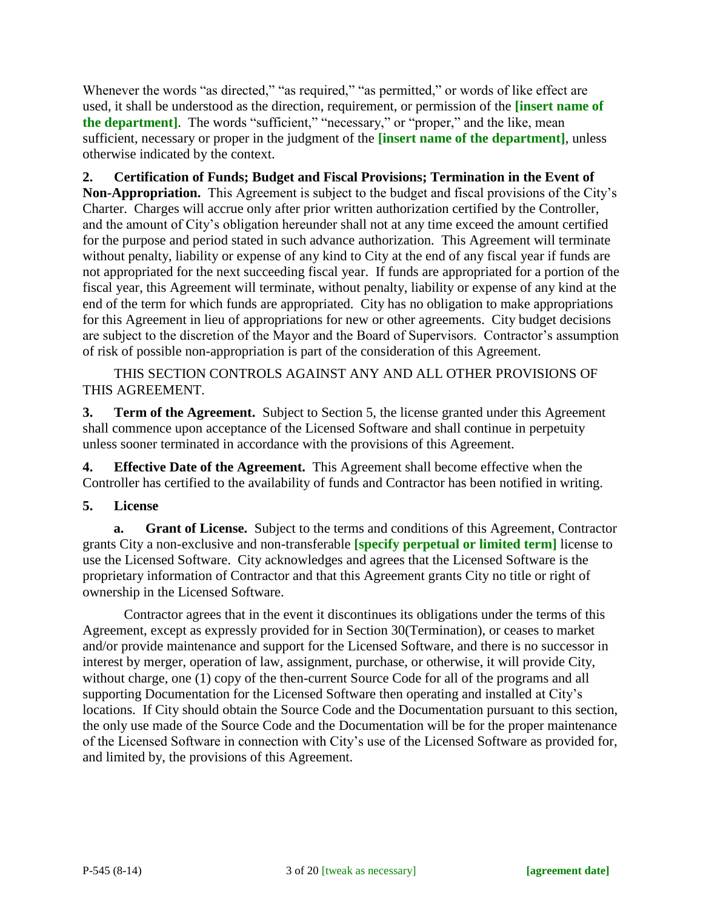Whenever the words "as directed," "as required," "as permitted," or words of like effect are used, it shall be understood as the direction, requirement, or permission of the **[insert name of the department]**. The words "sufficient," "necessary," or "proper," and the like, mean sufficient, necessary or proper in the judgment of the **[insert name of the department]**, unless otherwise indicated by the context.

**2. Certification of Funds; Budget and Fiscal Provisions; Termination in the Event of Non-Appropriation.** This Agreement is subject to the budget and fiscal provisions of the City's Charter. Charges will accrue only after prior written authorization certified by the Controller, and the amount of City's obligation hereunder shall not at any time exceed the amount certified for the purpose and period stated in such advance authorization. This Agreement will terminate without penalty, liability or expense of any kind to City at the end of any fiscal year if funds are not appropriated for the next succeeding fiscal year. If funds are appropriated for a portion of the fiscal year, this Agreement will terminate, without penalty, liability or expense of any kind at the end of the term for which funds are appropriated. City has no obligation to make appropriations for this Agreement in lieu of appropriations for new or other agreements. City budget decisions are subject to the discretion of the Mayor and the Board of Supervisors. Contractor's assumption of risk of possible non-appropriation is part of the consideration of this Agreement.

THIS SECTION CONTROLS AGAINST ANY AND ALL OTHER PROVISIONS OF THIS AGREEMENT.

**3. Term of the Agreement.** Subject to Section 5, the license granted under this Agreement shall commence upon acceptance of the Licensed Software and shall continue in perpetuity unless sooner terminated in accordance with the provisions of this Agreement.

**4. Effective Date of the Agreement.** This Agreement shall become effective when the Controller has certified to the availability of funds and Contractor has been notified in writing.

**5. License**

**a. Grant of License.** Subject to the terms and conditions of this Agreement, Contractor grants City a non-exclusive and non-transferable **[specify perpetual or limited term]** license to use the Licensed Software. City acknowledges and agrees that the Licensed Software is the proprietary information of Contractor and that this Agreement grants City no title or right of ownership in the Licensed Software.

Contractor agrees that in the event it discontinues its obligations under the terms of this Agreement, except as expressly provided for in Section 30(Termination), or ceases to market and/or provide maintenance and support for the Licensed Software, and there is no successor in interest by merger, operation of law, assignment, purchase, or otherwise, it will provide City, without charge, one (1) copy of the then-current Source Code for all of the programs and all supporting Documentation for the Licensed Software then operating and installed at City's locations. If City should obtain the Source Code and the Documentation pursuant to this section, the only use made of the Source Code and the Documentation will be for the proper maintenance of the Licensed Software in connection with City's use of the Licensed Software as provided for, and limited by, the provisions of this Agreement.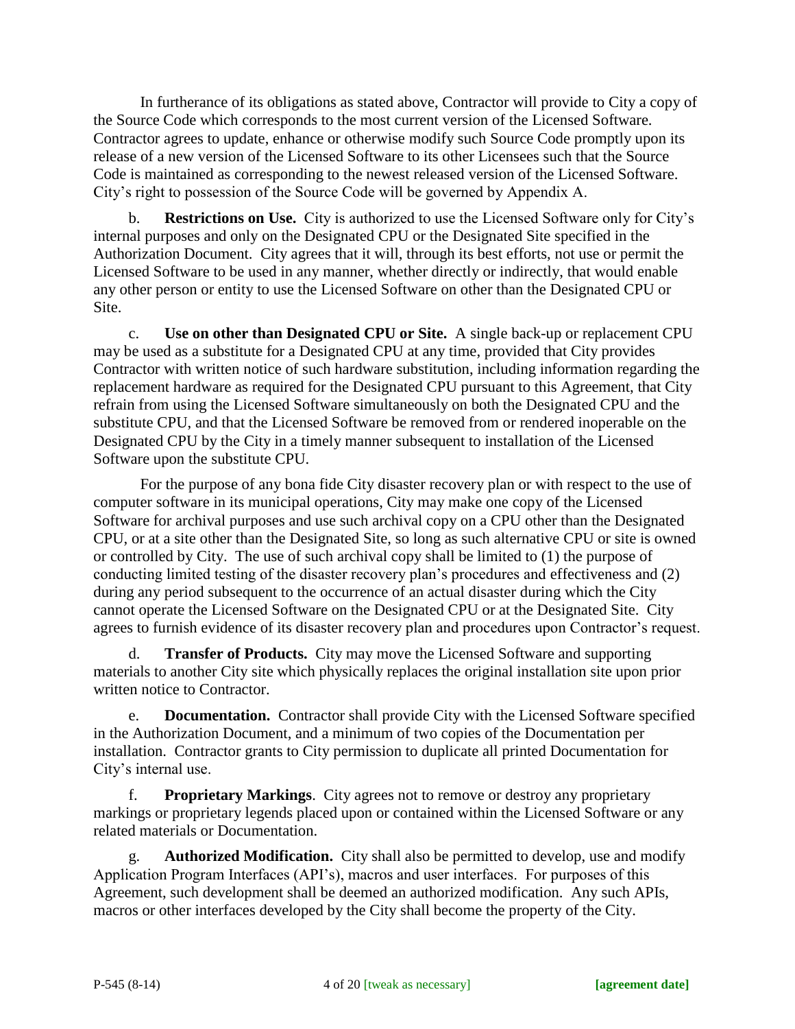In furtherance of its obligations as stated above, Contractor will provide to City a copy of the Source Code which corresponds to the most current version of the Licensed Software. Contractor agrees to update, enhance or otherwise modify such Source Code promptly upon its release of a new version of the Licensed Software to its other Licensees such that the Source Code is maintained as corresponding to the newest released version of the Licensed Software. City's right to possession of the Source Code will be governed by Appendix A.

b. **Restrictions on Use.** City is authorized to use the Licensed Software only for City's internal purposes and only on the Designated CPU or the Designated Site specified in the Authorization Document. City agrees that it will, through its best efforts, not use or permit the Licensed Software to be used in any manner, whether directly or indirectly, that would enable any other person or entity to use the Licensed Software on other than the Designated CPU or Site.

c. **Use on other than Designated CPU or Site.** A single back-up or replacement CPU may be used as a substitute for a Designated CPU at any time, provided that City provides Contractor with written notice of such hardware substitution, including information regarding the replacement hardware as required for the Designated CPU pursuant to this Agreement, that City refrain from using the Licensed Software simultaneously on both the Designated CPU and the substitute CPU, and that the Licensed Software be removed from or rendered inoperable on the Designated CPU by the City in a timely manner subsequent to installation of the Licensed Software upon the substitute CPU.

For the purpose of any bona fide City disaster recovery plan or with respect to the use of computer software in its municipal operations, City may make one copy of the Licensed Software for archival purposes and use such archival copy on a CPU other than the Designated CPU, or at a site other than the Designated Site, so long as such alternative CPU or site is owned or controlled by City. The use of such archival copy shall be limited to (1) the purpose of conducting limited testing of the disaster recovery plan's procedures and effectiveness and (2) during any period subsequent to the occurrence of an actual disaster during which the City cannot operate the Licensed Software on the Designated CPU or at the Designated Site. City agrees to furnish evidence of its disaster recovery plan and procedures upon Contractor's request.

d. **Transfer of Products.** City may move the Licensed Software and supporting materials to another City site which physically replaces the original installation site upon prior written notice to Contractor.

e. **Documentation.** Contractor shall provide City with the Licensed Software specified in the Authorization Document, and a minimum of two copies of the Documentation per installation. Contractor grants to City permission to duplicate all printed Documentation for City's internal use.

f. **Proprietary Markings**. City agrees not to remove or destroy any proprietary markings or proprietary legends placed upon or contained within the Licensed Software or any related materials or Documentation.

g. **Authorized Modification.** City shall also be permitted to develop, use and modify Application Program Interfaces (API's), macros and user interfaces. For purposes of this Agreement, such development shall be deemed an authorized modification. Any such APIs, macros or other interfaces developed by the City shall become the property of the City.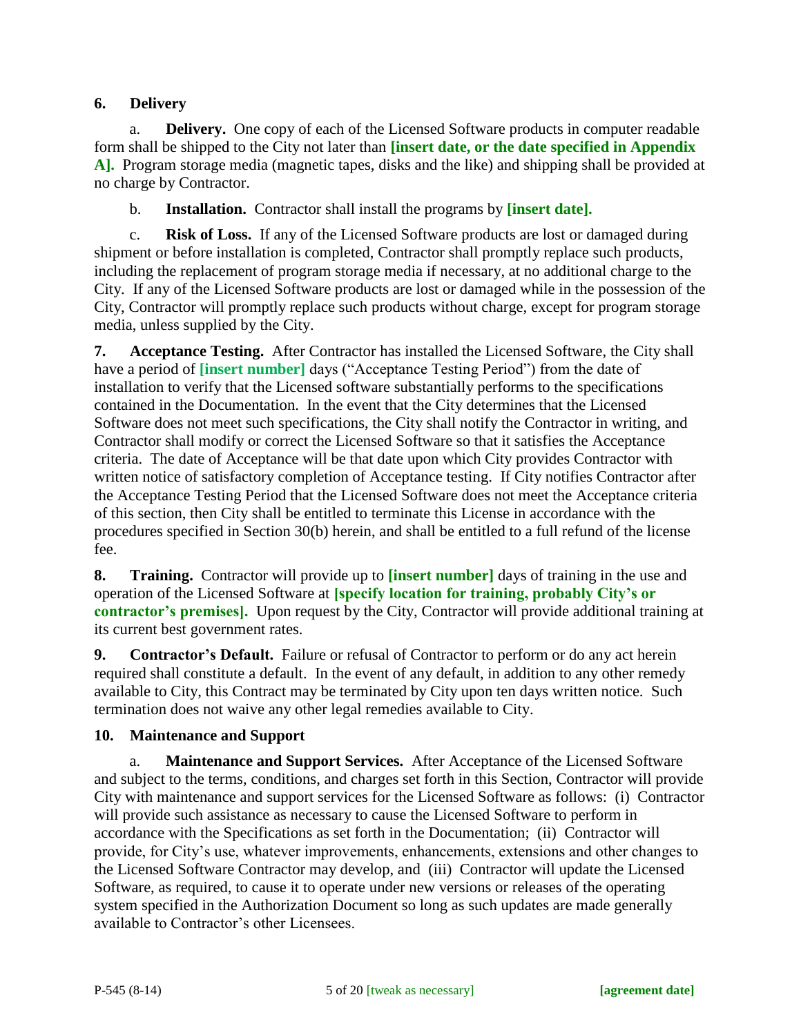## 6. Delivery

a. **Delivery.** One copy of each of the Licensed Software products in computer readable form shall be shipped to the City not later than **[insert date, or the date specified in Appendix A].** Program storage media (magnetic tapes, disks and the like) and shipping shall be provided at no charge by Contractor.

b. **Installation.** Contractor shall install the programs by **[insert date].**

c. **Risk of Loss.** If any of the Licensed Software products are lost or damaged during shipment or before installation is completed, Contractor shall promptly replace such products, including the replacement of program storage media if necessary, at no additional charge to the City. If any of the Licensed Software products are lost or damaged while in the possession of the City, Contractor will promptly replace such products without charge, except for program storage media, unless supplied by the City.

**7. Acceptance Testing.** After Contractor has installed the Licensed Software, the City shall have a period of **[insert number]** days ("Acceptance Testing Period") from the date of installation to verify that the Licensed software substantially performs to the specifications contained in the Documentation. In the event that the City determines that the Licensed Software does not meet such specifications, the City shall notify the Contractor in writing, and Contractor shall modify or correct the Licensed Software so that it satisfies the Acceptance criteria. The date of Acceptance will be that date upon which City provides Contractor with written notice of satisfactory completion of Acceptance testing. If City notifies Contractor after the Acceptance Testing Period that the Licensed Software does not meet the Acceptance criteria of this section, then City shall be entitled to terminate this License in accordance with the procedures specified in Section 30(b) herein, and shall be entitled to a full refund of the license fee.

**8. Training.** Contractor will provide up to **[insert number]** days of training in the use and operation of the Licensed Software at **[specify location for training, probably City's or contractor's premises].** Upon request by the City, Contractor will provide additional training at its current best government rates.

**9. Contractor's Default.** Failure or refusal of Contractor to perform or do any act herein required shall constitute a default. In the event of any default, in addition to any other remedy available to City, this Contract may be terminated by City upon ten days written notice. Such termination does not waive any other legal remedies available to City.

## 10. Maintenance and Support

a. **Maintenance and Support Services.** After Acceptance of the Licensed Software and subject to the terms, conditions, and charges set forth in this Section, Contractor will provide City with maintenance and support services for the Licensed Software as follows: (i) Contractor will provide such assistance as necessary to cause the Licensed Software to perform in accordance with the Specifications as set forth in the Documentation; (ii) Contractor will provide, for City's use, whatever improvements, enhancements, extensions and other changes to the Licensed Software Contractor may develop, and (iii) Contractor will update the Licensed Software, as required, to cause it to operate under new versions or releases of the operating system specified in the Authorization Document so long as such updates are made generally available to Contractor's other Licensees.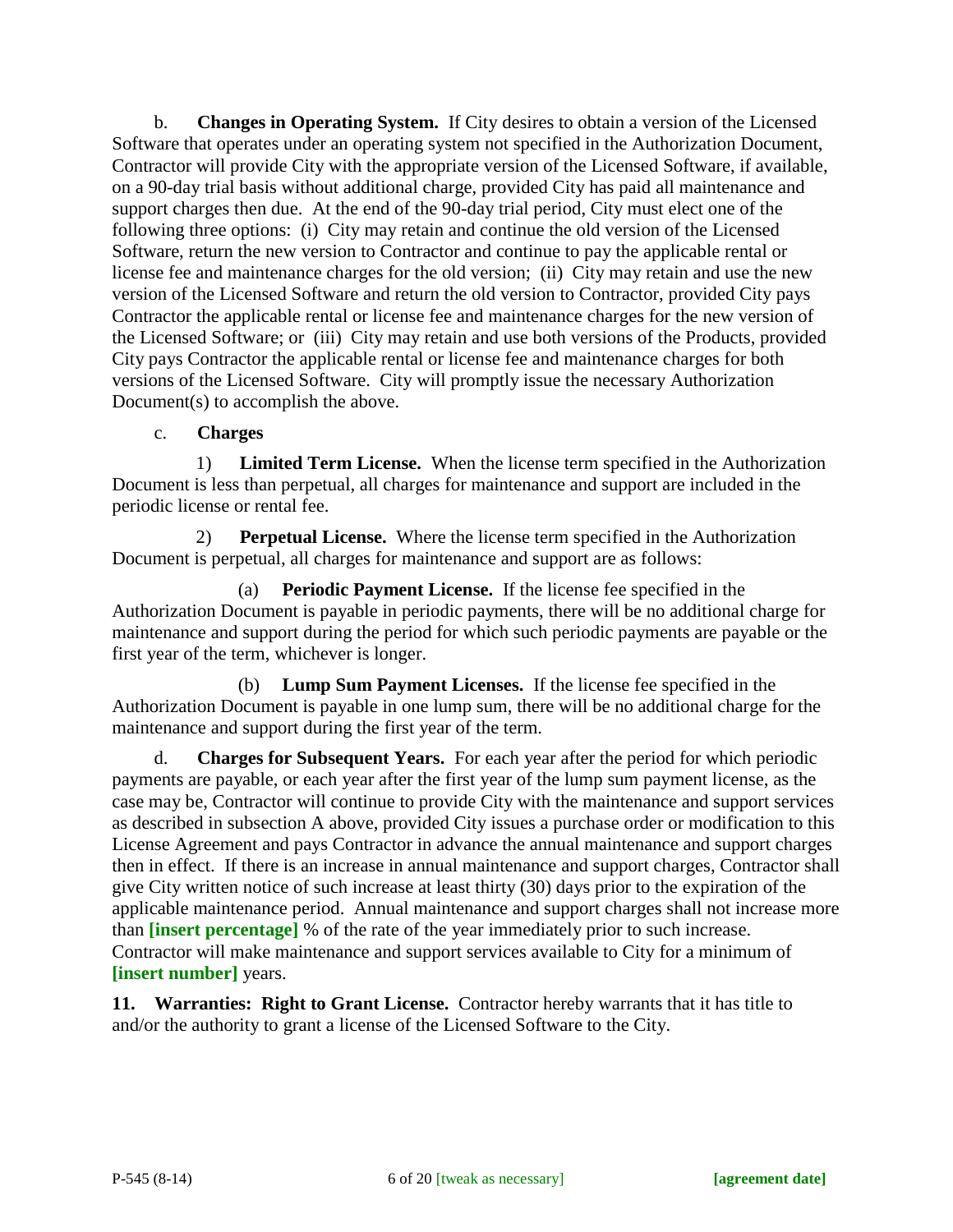b. **Changes in Operating System.** If City desires to obtain a version of the Licensed Software that operates under an operating system not specified in the Authorization Document, Contractor will provide City with the appropriate version of the Licensed Software, if available, on a 90-day trial basis without additional charge, provided City has paid all maintenance and support charges then due. At the end of the 90-day trial period, City must elect one of the following three options: (i) City may retain and continue the old version of the Licensed Software, return the new version to Contractor and continue to pay the applicable rental or license fee and maintenance charges for the old version; (ii) City may retain and use the new version of the Licensed Software and return the old version to Contractor, provided City pays Contractor the applicable rental or license fee and maintenance charges for the new version of the Licensed Software; or (iii) City may retain and use both versions of the Products, provided City pays Contractor the applicable rental or license fee and maintenance charges for both versions of the Licensed Software. City will promptly issue the necessary Authorization Document(s) to accomplish the above.

c. **Charges**

1) **Limited Term License.** When the license term specified in the Authorization Document is less than perpetual, all charges for maintenance and support are included in the periodic license or rental fee.

2) **Perpetual License.** Where the license term specified in the Authorization Document is perpetual, all charges for maintenance and support are as follows:

(a) **Periodic Payment License.** If the license fee specified in the Authorization Document is payable in periodic payments, there will be no additional charge for maintenance and support during the period for which such periodic payments are payable or the first year of the term, whichever is longer.

(b) **Lump Sum Payment Licenses.** If the license fee specified in the Authorization Document is payable in one lump sum, there will be no additional charge for the maintenance and support during the first year of the term.

d. **Charges for Subsequent Years.** For each year after the period for which periodic payments are payable, or each year after the first year of the lump sum payment license, as the case may be, Contractor will continue to provide City with the maintenance and support services as described in subsection A above, provided City issues a purchase order or modification to this License Agreement and pays Contractor in advance the annual maintenance and support charges then in effect. If there is an increase in annual maintenance and support charges, Contractor shall give City written notice of such increase at least thirty (30) days prior to the expiration of the applicable maintenance period. Annual maintenance and support charges shall not increase more than **[insert percentage]** % of the rate of the year immediately prior to such increase. Contractor will make maintenance and support services available to City for a minimum of **[insert number]** years.

**11. Warranties: Right to Grant License.** Contractor hereby warrants that it has title to and/or the authority to grant a license of the Licensed Software to the City.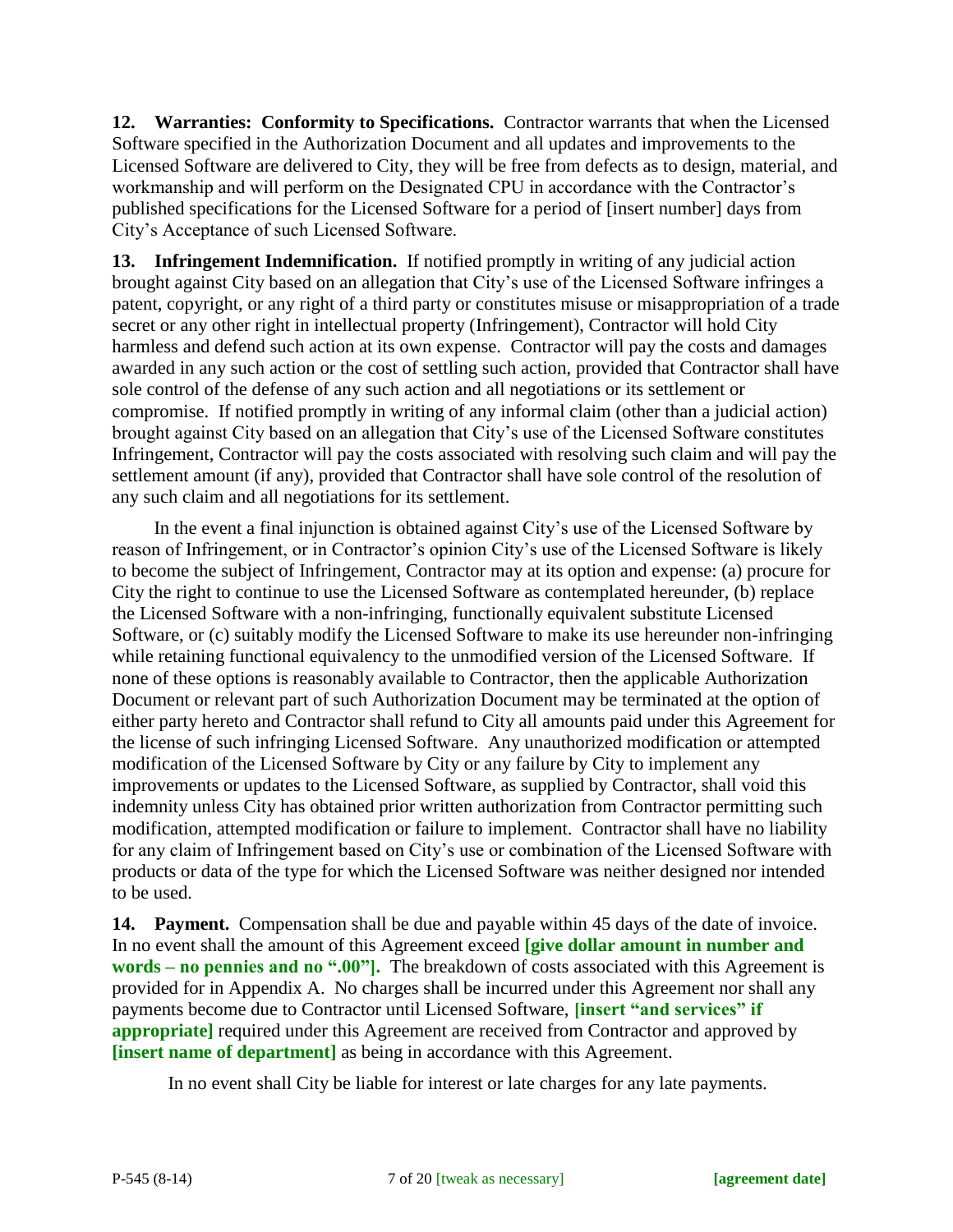**12. Warranties: Conformity to Specifications.** Contractor warrants that when the Licensed Software specified in the Authorization Document and all updates and improvements to the Licensed Software are delivered to City, they will be free from defects as to design, material, and workmanship and will perform on the Designated CPU in accordance with the Contractor's published specifications for the Licensed Software for a period of [insert number] days from City's Acceptance of such Licensed Software.

**13. Infringement Indemnification.** If notified promptly in writing of any judicial action brought against City based on an allegation that City's use of the Licensed Software infringes a patent, copyright, or any right of a third party or constitutes misuse or misappropriation of a trade secret or any other right in intellectual property (Infringement), Contractor will hold City harmless and defend such action at its own expense. Contractor will pay the costs and damages awarded in any such action or the cost of settling such action, provided that Contractor shall have sole control of the defense of any such action and all negotiations or its settlement or compromise. If notified promptly in writing of any informal claim (other than a judicial action) brought against City based on an allegation that City's use of the Licensed Software constitutes Infringement, Contractor will pay the costs associated with resolving such claim and will pay the settlement amount (if any), provided that Contractor shall have sole control of the resolution of any such claim and all negotiations for its settlement.

In the event a final injunction is obtained against City's use of the Licensed Software by reason of Infringement, or in Contractor's opinion City's use of the Licensed Software is likely to become the subject of Infringement, Contractor may at its option and expense: (a) procure for City the right to continue to use the Licensed Software as contemplated hereunder, (b) replace the Licensed Software with a non-infringing, functionally equivalent substitute Licensed Software, or (c) suitably modify the Licensed Software to make its use hereunder non-infringing while retaining functional equivalency to the unmodified version of the Licensed Software. If none of these options is reasonably available to Contractor, then the applicable Authorization Document or relevant part of such Authorization Document may be terminated at the option of either party hereto and Contractor shall refund to City all amounts paid under this Agreement for the license of such infringing Licensed Software. Any unauthorized modification or attempted modification of the Licensed Software by City or any failure by City to implement any improvements or updates to the Licensed Software, as supplied by Contractor, shall void this indemnity unless City has obtained prior written authorization from Contractor permitting such modification, attempted modification or failure to implement. Contractor shall have no liability for any claim of Infringement based on City's use or combination of the Licensed Software with products or data of the type for which the Licensed Software was neither designed nor intended to be used.

**14. Payment.** Compensation shall be due and payable within 45 days of the date of invoice. In no event shall the amount of this Agreement exceed **[give dollar amount in number and words – no pennies and no ".00"].** The breakdown of costs associated with this Agreement is provided for in Appendix A. No charges shall be incurred under this Agreement nor shall any payments become due to Contractor until Licensed Software, **[insert "and services" if appropriate]** required under this Agreement are received from Contractor and approved by **[insert name of department]** as being in accordance with this Agreement.

In no event shall City be liable for interest or late charges for any late payments.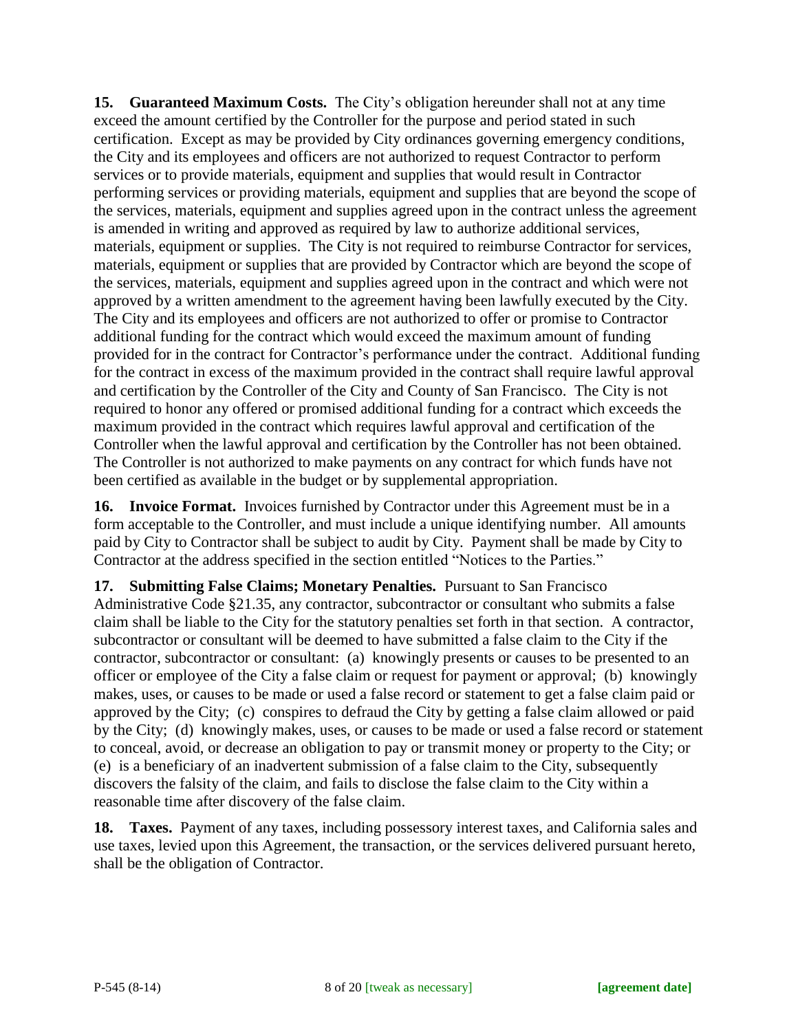**15. Guaranteed Maximum Costs.** The City's obligation hereunder shall not at any time exceed the amount certified by the Controller for the purpose and period stated in such certification. Except as may be provided by City ordinances governing emergency conditions, the City and its employees and officers are not authorized to request Contractor to perform services or to provide materials, equipment and supplies that would result in Contractor performing services or providing materials, equipment and supplies that are beyond the scope of the services, materials, equipment and supplies agreed upon in the contract unless the agreement is amended in writing and approved as required by law to authorize additional services, materials, equipment or supplies. The City is not required to reimburse Contractor for services, materials, equipment or supplies that are provided by Contractor which are beyond the scope of the services, materials, equipment and supplies agreed upon in the contract and which were not approved by a written amendment to the agreement having been lawfully executed by the City. The City and its employees and officers are not authorized to offer or promise to Contractor additional funding for the contract which would exceed the maximum amount of funding provided for in the contract for Contractor's performance under the contract. Additional funding for the contract in excess of the maximum provided in the contract shall require lawful approval and certification by the Controller of the City and County of San Francisco. The City is not required to honor any offered or promised additional funding for a contract which exceeds the maximum provided in the contract which requires lawful approval and certification of the Controller when the lawful approval and certification by the Controller has not been obtained. The Controller is not authorized to make payments on any contract for which funds have not been certified as available in the budget or by supplemental appropriation.

**16. Invoice Format.** Invoices furnished by Contractor under this Agreement must be in a form acceptable to the Controller, and must include a unique identifying number. All amounts paid by City to Contractor shall be subject to audit by City. Payment shall be made by City to Contractor at the address specified in the section entitled "Notices to the Parties."

**17. Submitting False Claims; Monetary Penalties.** Pursuant to San Francisco Administrative Code §21.35, any contractor, subcontractor or consultant who submits a false claim shall be liable to the City for the statutory penalties set forth in that section. A contractor, subcontractor or consultant will be deemed to have submitted a false claim to the City if the contractor, subcontractor or consultant: (a) knowingly presents or causes to be presented to an officer or employee of the City a false claim or request for payment or approval; (b) knowingly makes, uses, or causes to be made or used a false record or statement to get a false claim paid or approved by the City; (c) conspires to defraud the City by getting a false claim allowed or paid by the City; (d) knowingly makes, uses, or causes to be made or used a false record or statement to conceal, avoid, or decrease an obligation to pay or transmit money or property to the City; or (e) is a beneficiary of an inadvertent submission of a false claim to the City, subsequently discovers the falsity of the claim, and fails to disclose the false claim to the City within a reasonable time after discovery of the false claim.

**18. Taxes.** Payment of any taxes, including possessory interest taxes, and California sales and use taxes, levied upon this Agreement, the transaction, or the services delivered pursuant hereto, shall be the obligation of Contractor.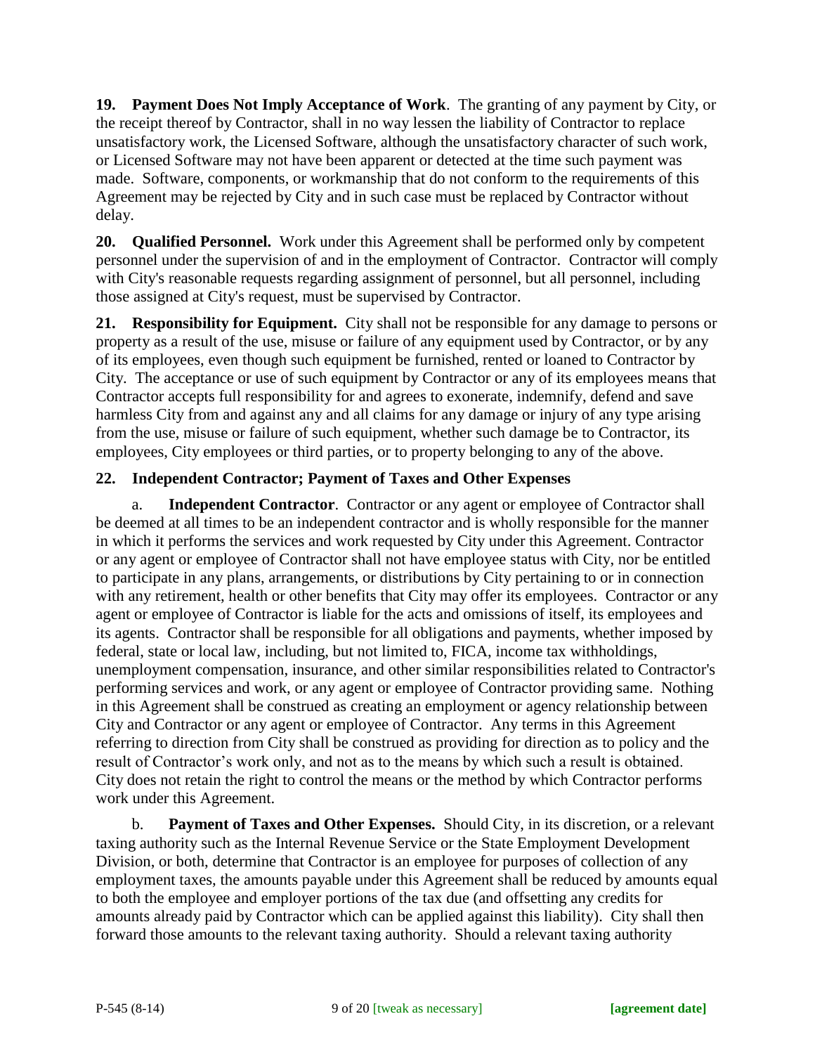**19. Payment Does Not Imply Acceptance of Work**. The granting of any payment by City, or the receipt thereof by Contractor, shall in no way lessen the liability of Contractor to replace unsatisfactory work, the Licensed Software, although the unsatisfactory character of such work, or Licensed Software may not have been apparent or detected at the time such payment was made. Software, components, or workmanship that do not conform to the requirements of this Agreement may be rejected by City and in such case must be replaced by Contractor without delay.

**20. Qualified Personnel.** Work under this Agreement shall be performed only by competent personnel under the supervision of and in the employment of Contractor. Contractor will comply with City's reasonable requests regarding assignment of personnel, but all personnel, including those assigned at City's request, must be supervised by Contractor.

**21. Responsibility for Equipment.** City shall not be responsible for any damage to persons or property as a result of the use, misuse or failure of any equipment used by Contractor, or by any of its employees, even though such equipment be furnished, rented or loaned to Contractor by City. The acceptance or use of such equipment by Contractor or any of its employees means that Contractor accepts full responsibility for and agrees to exonerate, indemnify, defend and save harmless City from and against any and all claims for any damage or injury of any type arising from the use, misuse or failure of such equipment, whether such damage be to Contractor, its employees, City employees or third parties, or to property belonging to any of the above.

**22. Independent Contractor; Payment of Taxes and Other Expenses**

a. **Independent Contractor**. Contractor or any agent or employee of Contractor shall be deemed at all times to be an independent contractor and is wholly responsible for the manner in which it performs the services and work requested by City under this Agreement. Contractor or any agent or employee of Contractor shall not have employee status with City, nor be entitled to participate in any plans, arrangements, or distributions by City pertaining to or in connection with any retirement, health or other benefits that City may offer its employees. Contractor or any agent or employee of Contractor is liable for the acts and omissions of itself, its employees and its agents. Contractor shall be responsible for all obligations and payments, whether imposed by federal, state or local law, including, but not limited to, FICA, income tax withholdings, unemployment compensation, insurance, and other similar responsibilities related to Contractor's performing services and work, or any agent or employee of Contractor providing same. Nothing in this Agreement shall be construed as creating an employment or agency relationship between City and Contractor or any agent or employee of Contractor. Any terms in this Agreement referring to direction from City shall be construed as providing for direction as to policy and the result of Contractor's work only, and not as to the means by which such a result is obtained. City does not retain the right to control the means or the method by which Contractor performs work under this Agreement.

b. **Payment of Taxes and Other Expenses.** Should City, in its discretion, or a relevant taxing authority such as the Internal Revenue Service or the State Employment Development Division, or both, determine that Contractor is an employee for purposes of collection of any employment taxes, the amounts payable under this Agreement shall be reduced by amounts equal to both the employee and employer portions of the tax due (and offsetting any credits for amounts already paid by Contractor which can be applied against this liability). City shall then forward those amounts to the relevant taxing authority. Should a relevant taxing authority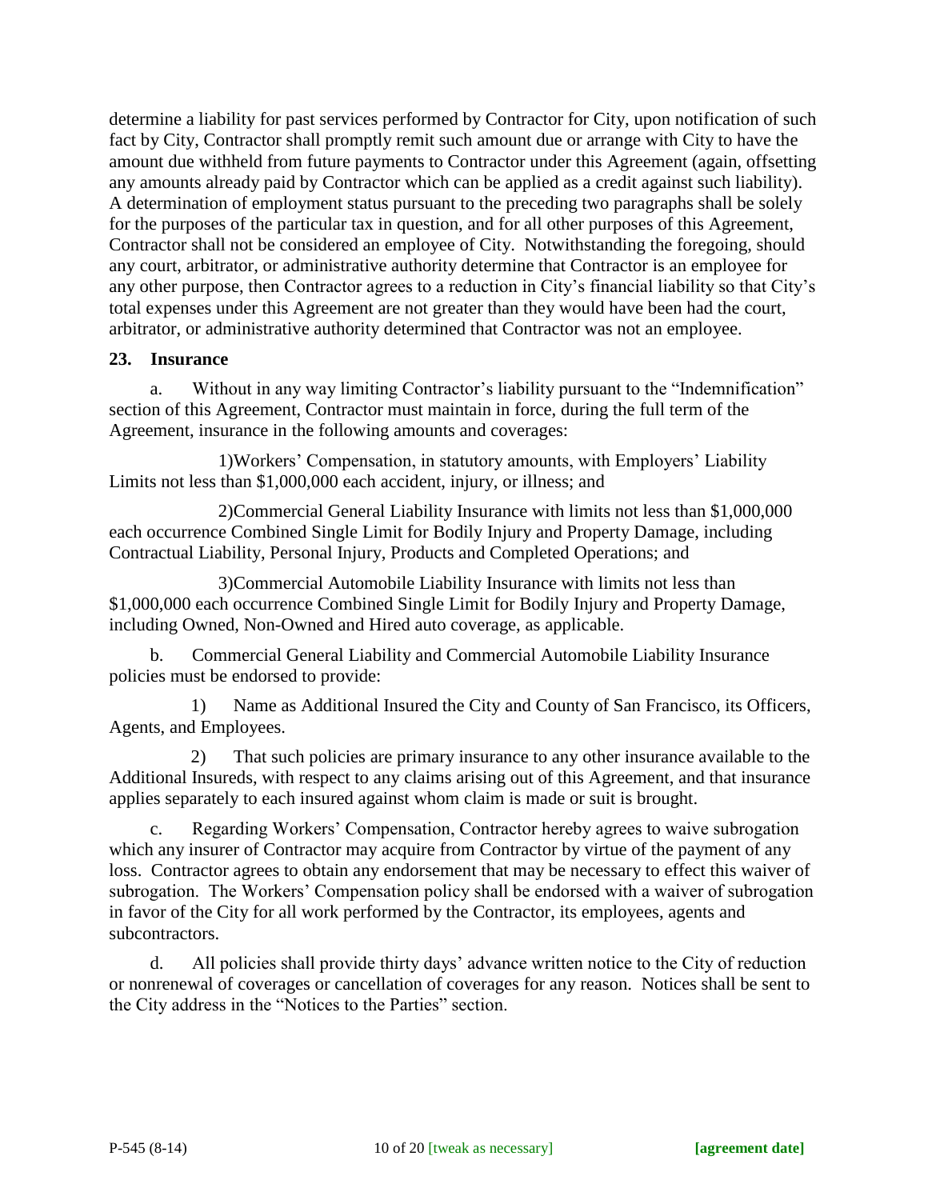determine a liability for past services performed by Contractor for City, upon notification of such fact by City, Contractor shall promptly remit such amount due or arrange with City to have the amount due withheld from future payments to Contractor under this Agreement (again, offsetting any amounts already paid by Contractor which can be applied as a credit against such liability). A determination of employment status pursuant to the preceding two paragraphs shall be solely for the purposes of the particular tax in question, and for all other purposes of this Agreement, Contractor shall not be considered an employee of City. Notwithstanding the foregoing, should any court, arbitrator, or administrative authority determine that Contractor is an employee for any other purpose, then Contractor agrees to a reduction in City's financial liability so that City's total expenses under this Agreement are not greater than they would have been had the court, arbitrator, or administrative authority determined that Contractor was not an employee.

**23. Insurance**

a. Without in any way limiting Contractor's liability pursuant to the "Indemnification" section of this Agreement, Contractor must maintain in force, during the full term of the Agreement, insurance in the following amounts and coverages:

1)Workers' Compensation, in statutory amounts, with Employers' Liability Limits not less than $1,000,000 each accident, injury, or illness; and

2)Commercial General Liability Insurance with limits not less than $1,000,000 each occurrence Combined Single Limit for Bodily Injury and Property Damage, including Contractual Liability, Personal Injury, Products and Completed Operations; and

3)Commercial Automobile Liability Insurance with limits not less than $1,000,000 each occurrence Combined Single Limit for Bodily Injury and Property Damage, including Owned, Non-Owned and Hired auto coverage, as applicable.

b. Commercial General Liability and Commercial Automobile Liability Insurance policies must be endorsed to provide:

1) Name as Additional Insured the City and County of San Francisco, its Officers, Agents, and Employees.

2) That such policies are primary insurance to any other insurance available to the Additional Insureds, with respect to any claims arising out of this Agreement, and that insurance applies separately to each insured against whom claim is made or suit is brought.

c. Regarding Workers' Compensation, Contractor hereby agrees to waive subrogation which any insurer of Contractor may acquire from Contractor by virtue of the payment of any loss. Contractor agrees to obtain any endorsement that may be necessary to effect this waiver of subrogation. The Workers' Compensation policy shall be endorsed with a waiver of subrogation in favor of the City for all work performed by the Contractor, its employees, agents and subcontractors.

d. All policies shall provide thirty days' advance written notice to the City of reduction or nonrenewal of coverages or cancellation of coverages for any reason. Notices shall be sent to the City address in the "Notices to the Parties" section.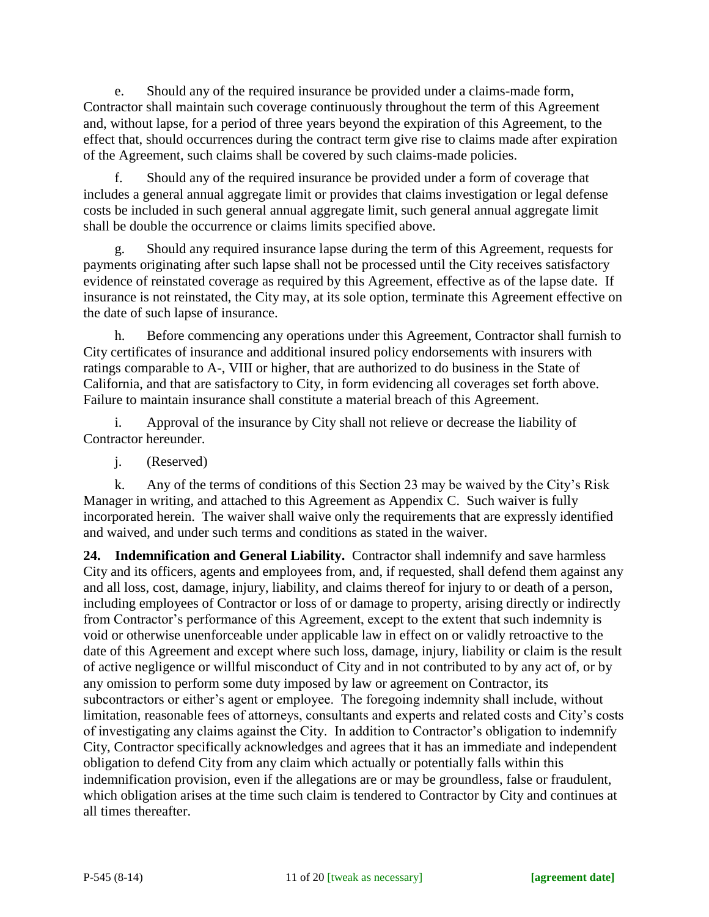e. Should any of the required insurance be provided under a claims-made form, Contractor shall maintain such coverage continuously throughout the term of this Agreement and, without lapse, for a period of three years beyond the expiration of this Agreement, to the effect that, should occurrences during the contract term give rise to claims made after expiration of the Agreement, such claims shall be covered by such claims-made policies.

f. Should any of the required insurance be provided under a form of coverage that includes a general annual aggregate limit or provides that claims investigation or legal defense costs be included in such general annual aggregate limit, such general annual aggregate limit shall be double the occurrence or claims limits specified above.

g. Should any required insurance lapse during the term of this Agreement, requests for payments originating after such lapse shall not be processed until the City receives satisfactory evidence of reinstated coverage as required by this Agreement, effective as of the lapse date. If insurance is not reinstated, the City may, at its sole option, terminate this Agreement effective on the date of such lapse of insurance.

h. Before commencing any operations under this Agreement, Contractor shall furnish to City certificates of insurance and additional insured policy endorsements with insurers with ratings comparable to A-, VIII or higher, that are authorized to do business in the State of California, and that are satisfactory to City, in form evidencing all coverages set forth above. Failure to maintain insurance shall constitute a material breach of this Agreement.

i. Approval of the insurance by City shall not relieve or decrease the liability of Contractor hereunder.

j. (Reserved)

k. Any of the terms of conditions of this Section 23 may be waived by the City's Risk Manager in writing, and attached to this Agreement as Appendix C. Such waiver is fully incorporated herein. The waiver shall waive only the requirements that are expressly identified and waived, and under such terms and conditions as stated in the waiver.

**24. Indemnification and General Liability.** Contractor shall indemnify and save harmless City and its officers, agents and employees from, and, if requested, shall defend them against any and all loss, cost, damage, injury, liability, and claims thereof for injury to or death of a person, including employees of Contractor or loss of or damage to property, arising directly or indirectly from Contractor's performance of this Agreement, except to the extent that such indemnity is void or otherwise unenforceable under applicable law in effect on or validly retroactive to the date of this Agreement and except where such loss, damage, injury, liability or claim is the result of active negligence or willful misconduct of City and in not contributed to by any act of, or by any omission to perform some duty imposed by law or agreement on Contractor, its subcontractors or either's agent or employee. The foregoing indemnity shall include, without limitation, reasonable fees of attorneys, consultants and experts and related costs and City's costs of investigating any claims against the City. In addition to Contractor's obligation to indemnify City, Contractor specifically acknowledges and agrees that it has an immediate and independent obligation to defend City from any claim which actually or potentially falls within this indemnification provision, even if the allegations are or may be groundless, false or fraudulent, which obligation arises at the time such claim is tendered to Contractor by City and continues at all times thereafter.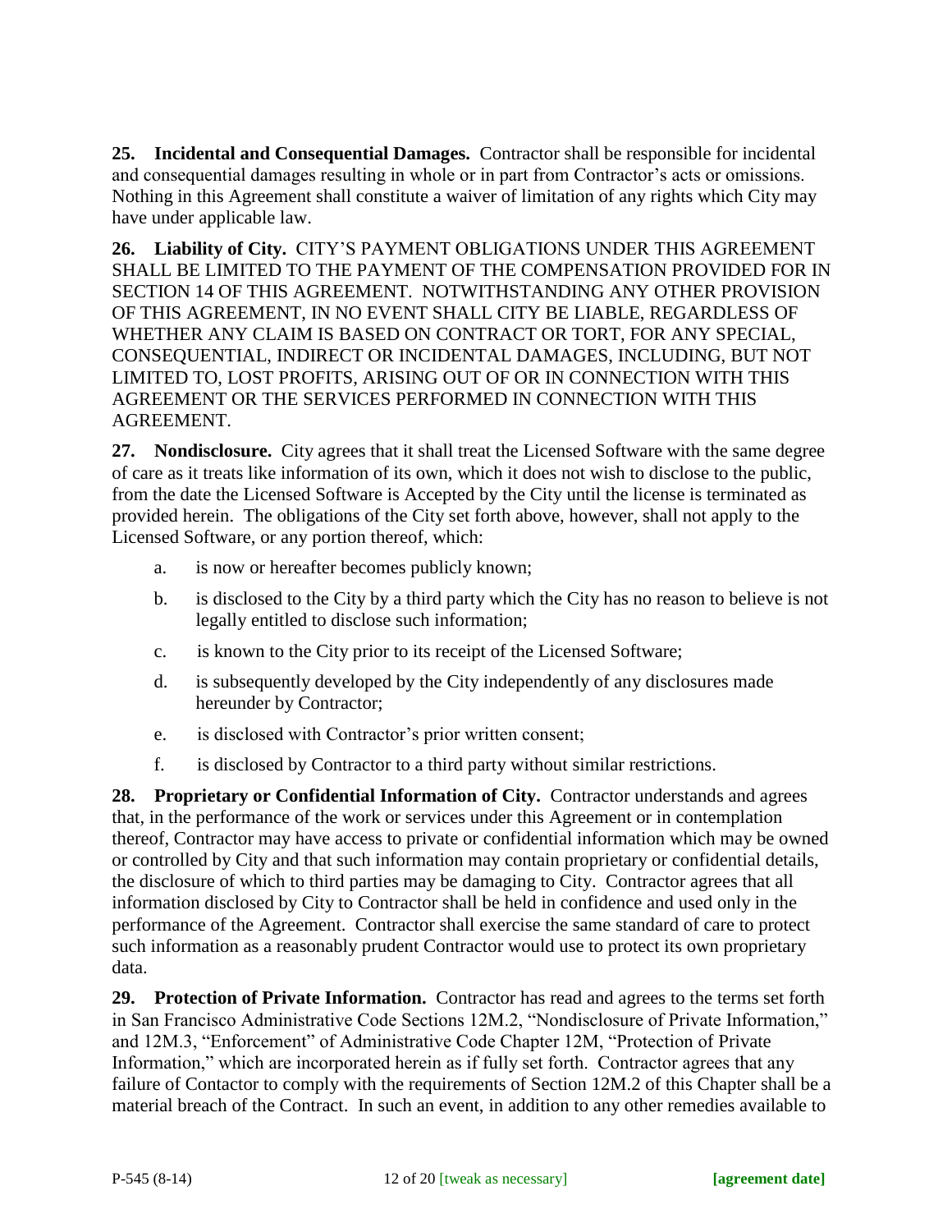**25. Incidental and Consequential Damages.** Contractor shall be responsible for incidental and consequential damages resulting in whole or in part from Contractor's acts or omissions. Nothing in this Agreement shall constitute a waiver of limitation of any rights which City may have under applicable law.

**26. Liability of City.** CITY'S PAYMENT OBLIGATIONS UNDER THIS AGREEMENT SHALL BE LIMITED TO THE PAYMENT OF THE COMPENSATION PROVIDED FOR IN SECTION 14 OF THIS AGREEMENT. NOTWITHSTANDING ANY OTHER PROVISION OF THIS AGREEMENT, IN NO EVENT SHALL CITY BE LIABLE, REGARDLESS OF WHETHER ANY CLAIM IS BASED ON CONTRACT OR TORT, FOR ANY SPECIAL, CONSEQUENTIAL, INDIRECT OR INCIDENTAL DAMAGES, INCLUDING, BUT NOT LIMITED TO, LOST PROFITS, ARISING OUT OF OR IN CONNECTION WITH THIS AGREEMENT OR THE SERVICES PERFORMED IN CONNECTION WITH THIS AGREEMENT.

**27. Nondisclosure.** City agrees that it shall treat the Licensed Software with the same degree of care as it treats like information of its own, which it does not wish to disclose to the public, from the date the Licensed Software is Accepted by the City until the license is terminated as provided herein. The obligations of the City set forth above, however, shall not apply to the Licensed Software, or any portion thereof, which:

a. is now or hereafter becomes publicly known;

b. is disclosed to the City by a third party which the City has no reason to believe is not legally entitled to disclose such information;

c. is known to the City prior to its receipt of the Licensed Software;

d. is subsequently developed by the City independently of any disclosures made hereunder by Contractor;

e. is disclosed with Contractor's prior written consent;

f. is disclosed by Contractor to a third party without similar restrictions.

**28. Proprietary or Confidential Information of City.** Contractor understands and agrees that, in the performance of the work or services under this Agreement or in contemplation thereof, Contractor may have access to private or confidential information which may be owned or controlled by City and that such information may contain proprietary or confidential details, the disclosure of which to third parties may be damaging to City. Contractor agrees that all information disclosed by City to Contractor shall be held in confidence and used only in the performance of the Agreement. Contractor shall exercise the same standard of care to protect such information as a reasonably prudent Contractor would use to protect its own proprietary data.

**29. Protection of Private Information.** Contractor has read and agrees to the terms set forth in San Francisco Administrative Code Sections 12M.2, "Nondisclosure of Private Information," and 12M.3, "Enforcement" of Administrative Code Chapter 12M, "Protection of Private Information," which are incorporated herein as if fully set forth. Contractor agrees that any failure of Contactor to comply with the requirements of Section 12M.2 of this Chapter shall be a material breach of the Contract. In such an event, in addition to any other remedies available to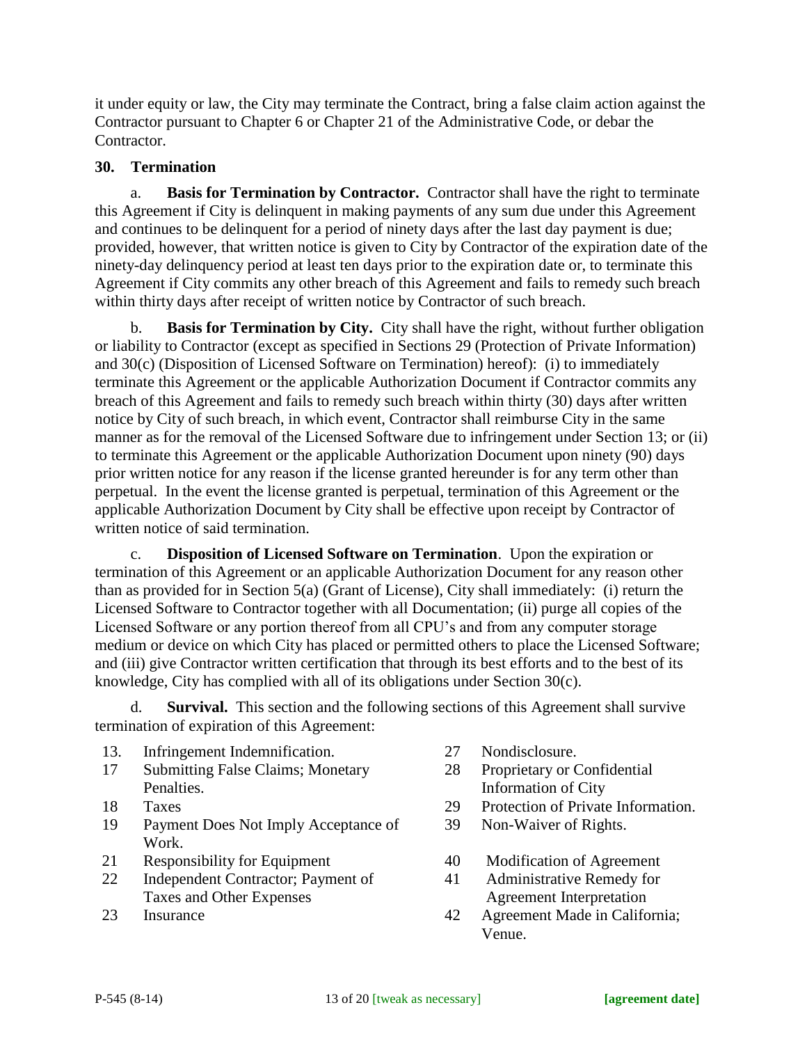it under equity or law, the City may terminate the Contract, bring a false claim action against the Contractor pursuant to Chapter 6 or Chapter 21 of the Administrative Code, or debar the Contractor.

## 30. Termination

a. **Basis for Termination by Contractor.** Contractor shall have the right to terminate this Agreement if City is delinquent in making payments of any sum due under this Agreement and continues to be delinquent for a period of ninety days after the last day payment is due; provided, however, that written notice is given to City by Contractor of the expiration date of the ninety-day delinquency period at least ten days prior to the expiration date or, to terminate this Agreement if City commits any other breach of this Agreement and fails to remedy such breach within thirty days after receipt of written notice by Contractor of such breach.

b. **Basis for Termination by City.** City shall have the right, without further obligation or liability to Contractor (except as specified in Sections 29 (Protection of Private Information) and 30(c) (Disposition of Licensed Software on Termination) hereof): (i) to immediately terminate this Agreement or the applicable Authorization Document if Contractor commits any breach of this Agreement and fails to remedy such breach within thirty (30) days after written notice by City of such breach, in which event, Contractor shall reimburse City in the same manner as for the removal of the Licensed Software due to infringement under Section 13; or (ii) to terminate this Agreement or the applicable Authorization Document upon ninety (90) days prior written notice for any reason if the license granted hereunder is for any term other than perpetual. In the event the license granted is perpetual, termination of this Agreement or the applicable Authorization Document by City shall be effective upon receipt by Contractor of written notice of said termination.

c. **Disposition of Licensed Software on Termination**. Upon the expiration or termination of this Agreement or an applicable Authorization Document for any reason other than as provided for in Section 5(a) (Grant of License), City shall immediately: (i) return the Licensed Software to Contractor together with all Documentation; (ii) purge all copies of the Licensed Software or any portion thereof from all CPU's and from any computer storage medium or device on which City has placed or permitted others to place the Licensed Software; and (iii) give Contractor written certification that through its best efforts and to the best of its knowledge, City has complied with all of its obligations under Section 30(c).

d. **Survival.** This section and the following sections of this Agreement shall survive termination of expiration of this Agreement:

- 13. Infringement Indemnification.
- 17 Submitting False Claims; Monetary Penalties.
- 18 Taxes
- 19 Payment Does Not Imply Acceptance of Work.
- 21 Responsibility for Equipment
- 22 Independent Contractor; Payment of Taxes and Other Expenses
- 23 Insurance
- 27 Nondisclosure.
- 28 Proprietary or Confidential Information of City
- 29 Protection of Private Information.
- 39 Non-Waiver of Rights.
- 40 Modification of Agreement
- 41 Administrative Remedy for Agreement Interpretation
- 42 Agreement Made in California; Venue.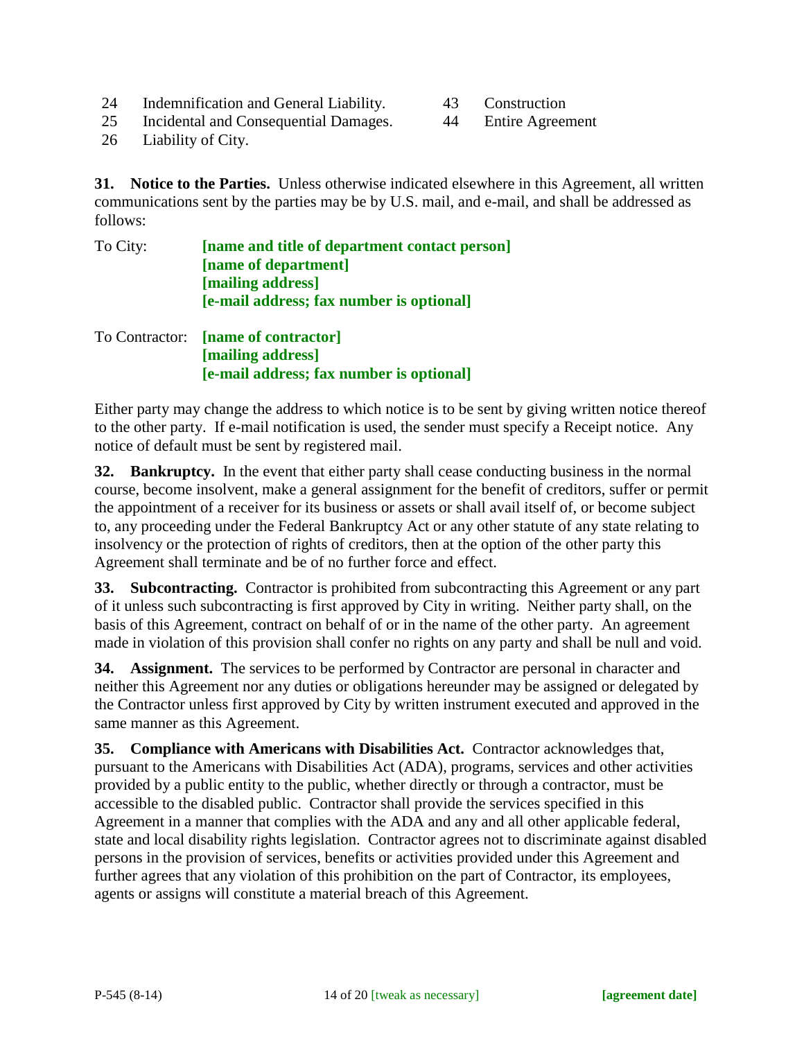| | | | |
|---|---|---|---|
| 24 | Indemnification and General Liability. | 43 | Construction |
| 25 | Incidental and Consequential Damages. | 44 | Entire Agreement |
| 26 | Liability of City. | | |

**31. Notice to the Parties.** Unless otherwise indicated elsewhere in this Agreement, all written communications sent by the parties may be by U.S. mail, and e-mail, and shall be addressed as follows:

To City: **[name and title of department contact person]**
**[name of department]**
**[mailing address]**
**[e-mail address; fax number is optional]**

To Contractor: **[name of contractor]**
**[mailing address]**
**[e-mail address; fax number is optional]**

Either party may change the address to which notice is to be sent by giving written notice thereof to the other party. If e-mail notification is used, the sender must specify a Receipt notice. Any notice of default must be sent by registered mail.

**32. Bankruptcy.** In the event that either party shall cease conducting business in the normal course, become insolvent, make a general assignment for the benefit of creditors, suffer or permit the appointment of a receiver for its business or assets or shall avail itself of, or become subject to, any proceeding under the Federal Bankruptcy Act or any other statute of any state relating to insolvency or the protection of rights of creditors, then at the option of the other party this Agreement shall terminate and be of no further force and effect.

**33. Subcontracting.** Contractor is prohibited from subcontracting this Agreement or any part of it unless such subcontracting is first approved by City in writing. Neither party shall, on the basis of this Agreement, contract on behalf of or in the name of the other party. An agreement made in violation of this provision shall confer no rights on any party and shall be null and void.

**34. Assignment.** The services to be performed by Contractor are personal in character and neither this Agreement nor any duties or obligations hereunder may be assigned or delegated by the Contractor unless first approved by City by written instrument executed and approved in the same manner as this Agreement.

**35. Compliance with Americans with Disabilities Act.** Contractor acknowledges that, pursuant to the Americans with Disabilities Act (ADA), programs, services and other activities provided by a public entity to the public, whether directly or through a contractor, must be accessible to the disabled public. Contractor shall provide the services specified in this Agreement in a manner that complies with the ADA and any and all other applicable federal, state and local disability rights legislation. Contractor agrees not to discriminate against disabled persons in the provision of services, benefits or activities provided under this Agreement and further agrees that any violation of this prohibition on the part of Contractor, its employees, agents or assigns will constitute a material breach of this Agreement.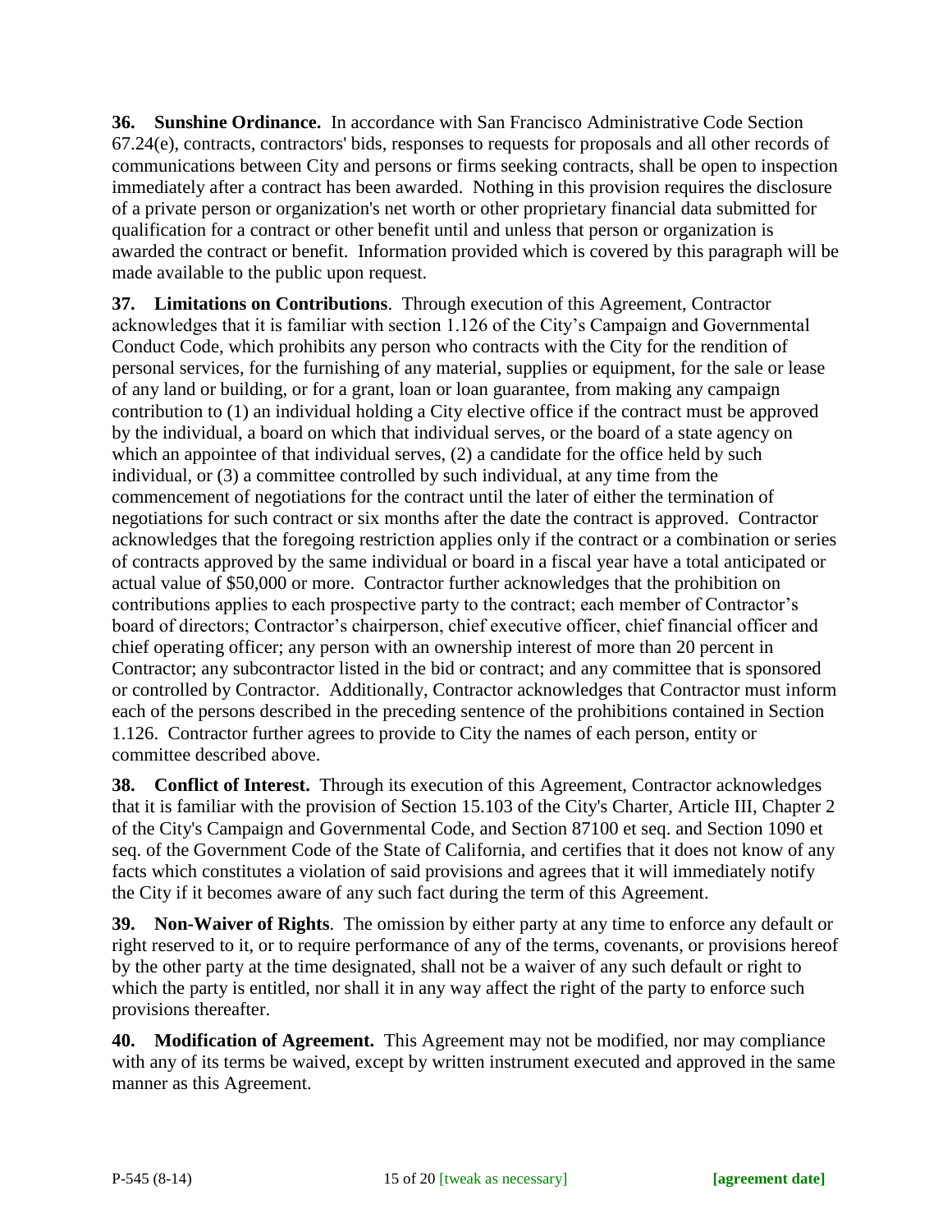**36. Sunshine Ordinance.** In accordance with San Francisco Administrative Code Section 67.24(e), contracts, contractors' bids, responses to requests for proposals and all other records of communications between City and persons or firms seeking contracts, shall be open to inspection immediately after a contract has been awarded. Nothing in this provision requires the disclosure of a private person or organization's net worth or other proprietary financial data submitted for qualification for a contract or other benefit until and unless that person or organization is awarded the contract or benefit. Information provided which is covered by this paragraph will be made available to the public upon request.

**37. Limitations on Contributions**. Through execution of this Agreement, Contractor acknowledges that it is familiar with section 1.126 of the City's Campaign and Governmental Conduct Code, which prohibits any person who contracts with the City for the rendition of personal services, for the furnishing of any material, supplies or equipment, for the sale or lease of any land or building, or for a grant, loan or loan guarantee, from making any campaign contribution to (1) an individual holding a City elective office if the contract must be approved by the individual, a board on which that individual serves, or the board of a state agency on which an appointee of that individual serves, (2) a candidate for the office held by such individual, or (3) a committee controlled by such individual, at any time from the commencement of negotiations for the contract until the later of either the termination of negotiations for such contract or six months after the date the contract is approved. Contractor acknowledges that the foregoing restriction applies only if the contract or a combination or series of contracts approved by the same individual or board in a fiscal year have a total anticipated or actual value of $50,000 or more. Contractor further acknowledges that the prohibition on contributions applies to each prospective party to the contract; each member of Contractor's board of directors; Contractor's chairperson, chief executive officer, chief financial officer and chief operating officer; any person with an ownership interest of more than 20 percent in Contractor; any subcontractor listed in the bid or contract; and any committee that is sponsored or controlled by Contractor. Additionally, Contractor acknowledges that Contractor must inform each of the persons described in the preceding sentence of the prohibitions contained in Section 1.126. Contractor further agrees to provide to City the names of each person, entity or committee described above.

**38. Conflict of Interest.** Through its execution of this Agreement, Contractor acknowledges that it is familiar with the provision of Section 15.103 of the City's Charter, Article III, Chapter 2 of the City's Campaign and Governmental Code, and Section 87100 et seq. and Section 1090 et seq. of the Government Code of the State of California, and certifies that it does not know of any facts which constitutes a violation of said provisions and agrees that it will immediately notify the City if it becomes aware of any such fact during the term of this Agreement.

**39. Non-Waiver of Rights**. The omission by either party at any time to enforce any default or right reserved to it, or to require performance of any of the terms, covenants, or provisions hereof by the other party at the time designated, shall not be a waiver of any such default or right to which the party is entitled, nor shall it in any way affect the right of the party to enforce such provisions thereafter.

**40. Modification of Agreement.** This Agreement may not be modified, nor may compliance with any of its terms be waived, except by written instrument executed and approved in the same manner as this Agreement.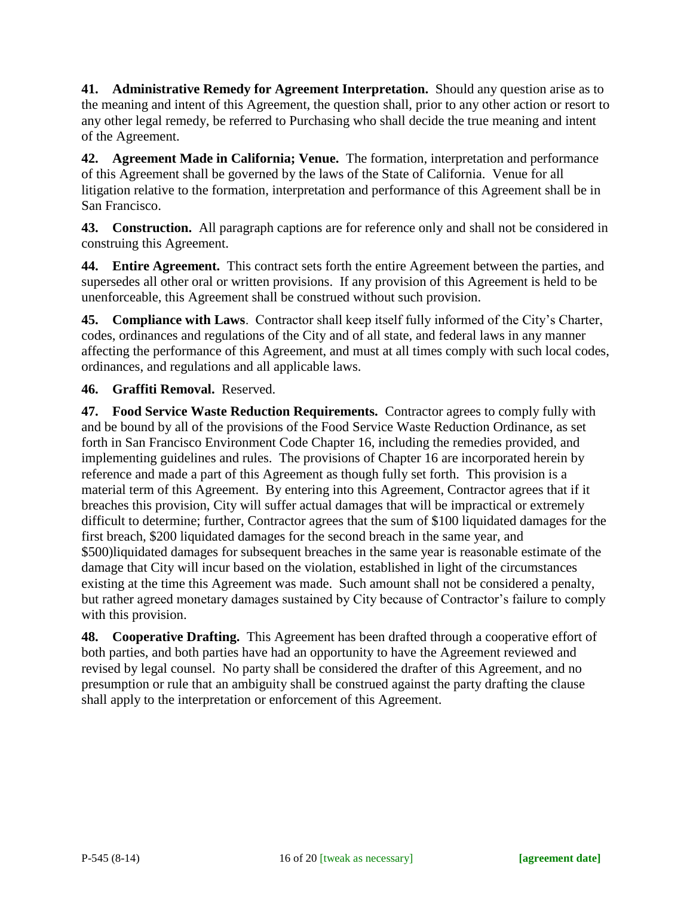**41. Administrative Remedy for Agreement Interpretation.** Should any question arise as to the meaning and intent of this Agreement, the question shall, prior to any other action or resort to any other legal remedy, be referred to Purchasing who shall decide the true meaning and intent of the Agreement.

**42. Agreement Made in California; Venue.** The formation, interpretation and performance of this Agreement shall be governed by the laws of the State of California. Venue for all litigation relative to the formation, interpretation and performance of this Agreement shall be in San Francisco.

**43. Construction.** All paragraph captions are for reference only and shall not be considered in construing this Agreement.

**44. Entire Agreement.** This contract sets forth the entire Agreement between the parties, and supersedes all other oral or written provisions. If any provision of this Agreement is held to be unenforceable, this Agreement shall be construed without such provision.

**45. Compliance with Laws**. Contractor shall keep itself fully informed of the City's Charter, codes, ordinances and regulations of the City and of all state, and federal laws in any manner affecting the performance of this Agreement, and must at all times comply with such local codes, ordinances, and regulations and all applicable laws.

**46. Graffiti Removal.** Reserved.

**47. Food Service Waste Reduction Requirements.** Contractor agrees to comply fully with and be bound by all of the provisions of the Food Service Waste Reduction Ordinance, as set forth in San Francisco Environment Code Chapter 16, including the remedies provided, and implementing guidelines and rules. The provisions of Chapter 16 are incorporated herein by reference and made a part of this Agreement as though fully set forth. This provision is a material term of this Agreement. By entering into this Agreement, Contractor agrees that if it breaches this provision, City will suffer actual damages that will be impractical or extremely difficult to determine; further, Contractor agrees that the sum of $100 liquidated damages for the first breach, $200 liquidated damages for the second breach in the same year, and $500)liquidated damages for subsequent breaches in the same year is reasonable estimate of the damage that City will incur based on the violation, established in light of the circumstances existing at the time this Agreement was made. Such amount shall not be considered a penalty, but rather agreed monetary damages sustained by City because of Contractor's failure to comply with this provision.

**48. Cooperative Drafting.** This Agreement has been drafted through a cooperative effort of both parties, and both parties have had an opportunity to have the Agreement reviewed and revised by legal counsel. No party shall be considered the drafter of this Agreement, and no presumption or rule that an ambiguity shall be construed against the party drafting the clause shall apply to the interpretation or enforcement of this Agreement.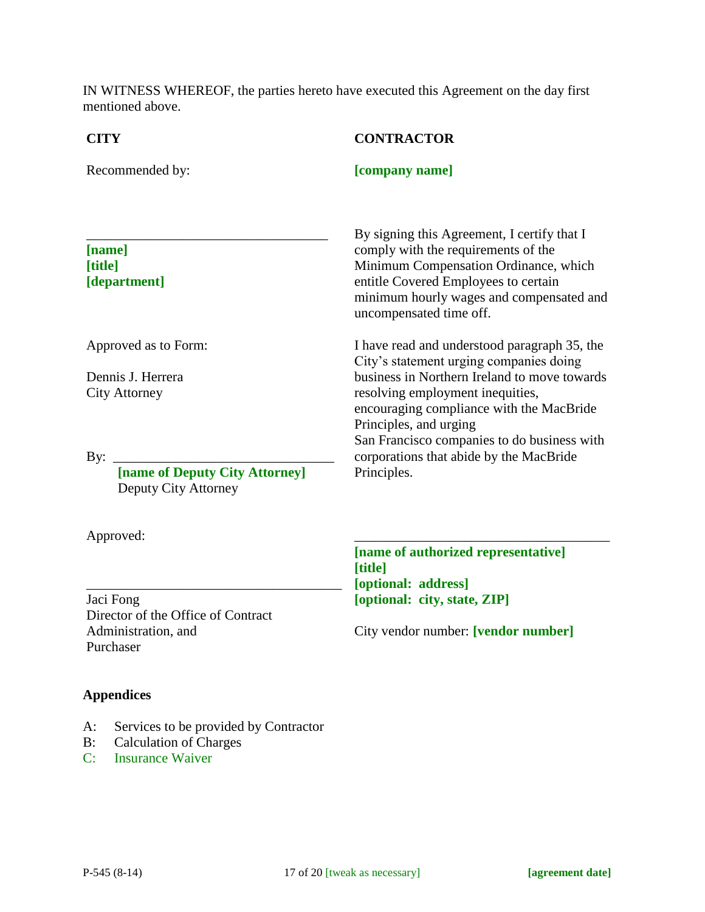IN WITNESS WHEREOF, the parties hereto have executed this Agreement on the day first mentioned above.

**CITY**

Recommended by:

\_\_\_\_\_\_\_\_\_\_\_\_\_\_\_\_\_\_\_\_\_\_\_\_\_\_\_\_\_\_\_\_\_\_\_

**[name]**
**[title]**
**[department]**

Approved as to Form:

Dennis J. Herrera
City Attorney

By: \_\_\_\_\_\_\_\_\_\_\_\_\_\_\_\_\_\_\_\_\_\_\_\_\_\_\_\_\_\_\_\_
**[name of Deputy City Attorney]**
Deputy City Attorney

Approved:

\_\_\_\_\_\_\_\_\_\_\_\_\_\_\_\_\_\_\_\_\_\_\_\_\_\_\_\_\_\_\_\_\_\_\_\_\_

Jaci Fong
Director of the Office of Contract Administration, and Purchaser

**CONTRACTOR**

**[company name]**

By signing this Agreement, I certify that I comply with the requirements of the Minimum Compensation Ordinance, which entitle Covered Employees to certain minimum hourly wages and compensated and uncompensated time off.

I have read and understood paragraph 35, the City's statement urging companies doing business in Northern Ireland to move towards resolving employment inequities, encouraging compliance with the MacBride Principles, and urging San Francisco companies to do business with corporations that abide by the MacBride Principles.

\_\_\_\_\_\_\_\_\_\_\_\_\_\_\_\_\_\_\_\_\_\_\_\_\_\_\_\_\_\_\_\_\_\_\_\_\_

**[name of authorized representative]**
**[title]**
**[optional: address]**
**[optional: city, state, ZIP]**

City vendor number: **[vendor number]**

### Appendices

A: Services to be provided by Contractor
B: Calculation of Charges
C: Insurance Waiver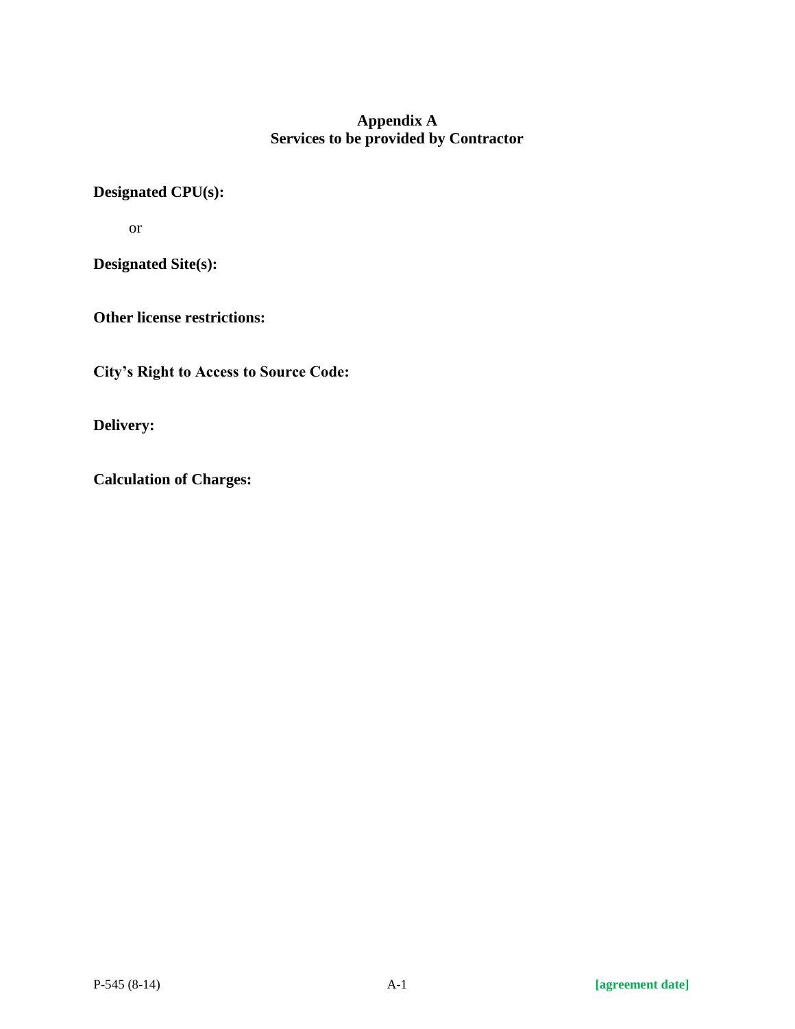# Appendix A
## Services to be provided by Contractor

**Designated CPU(s):**

or

**Designated Site(s):**

**Other license restrictions:**

**City's Right to Access to Source Code:**

**Delivery:**

**Calculation of Charges:**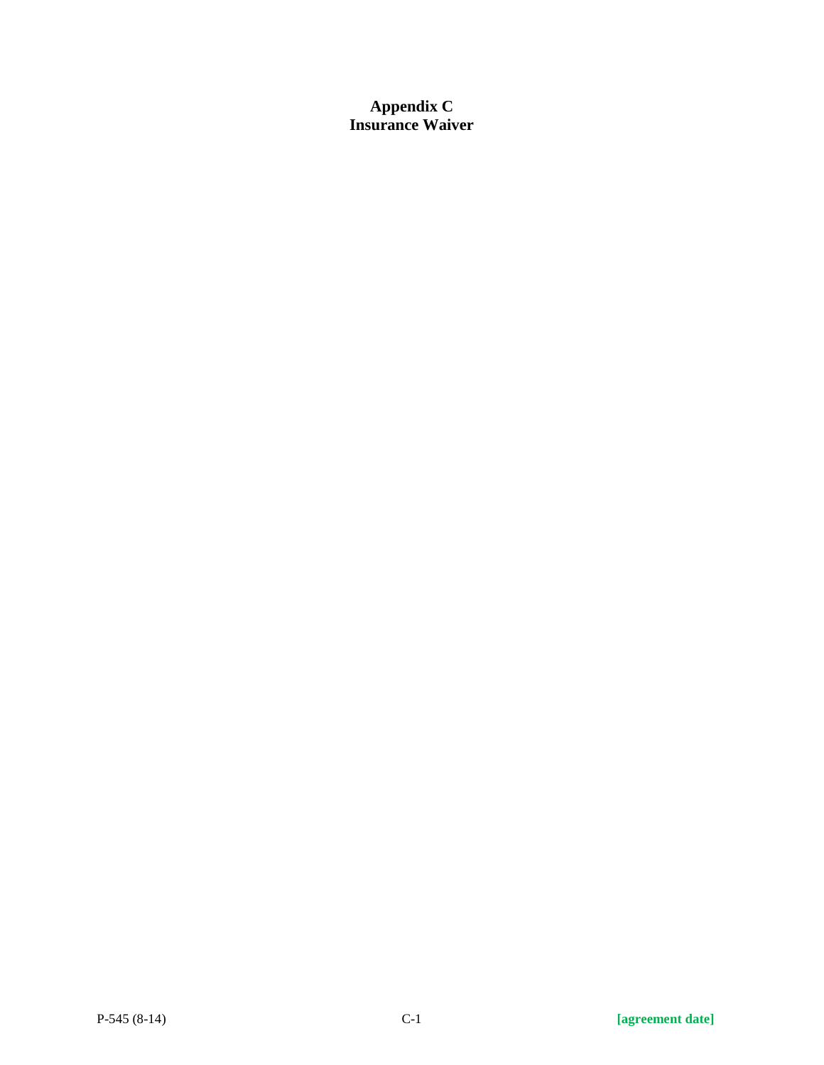# Appendix C
# Insurance Waiver